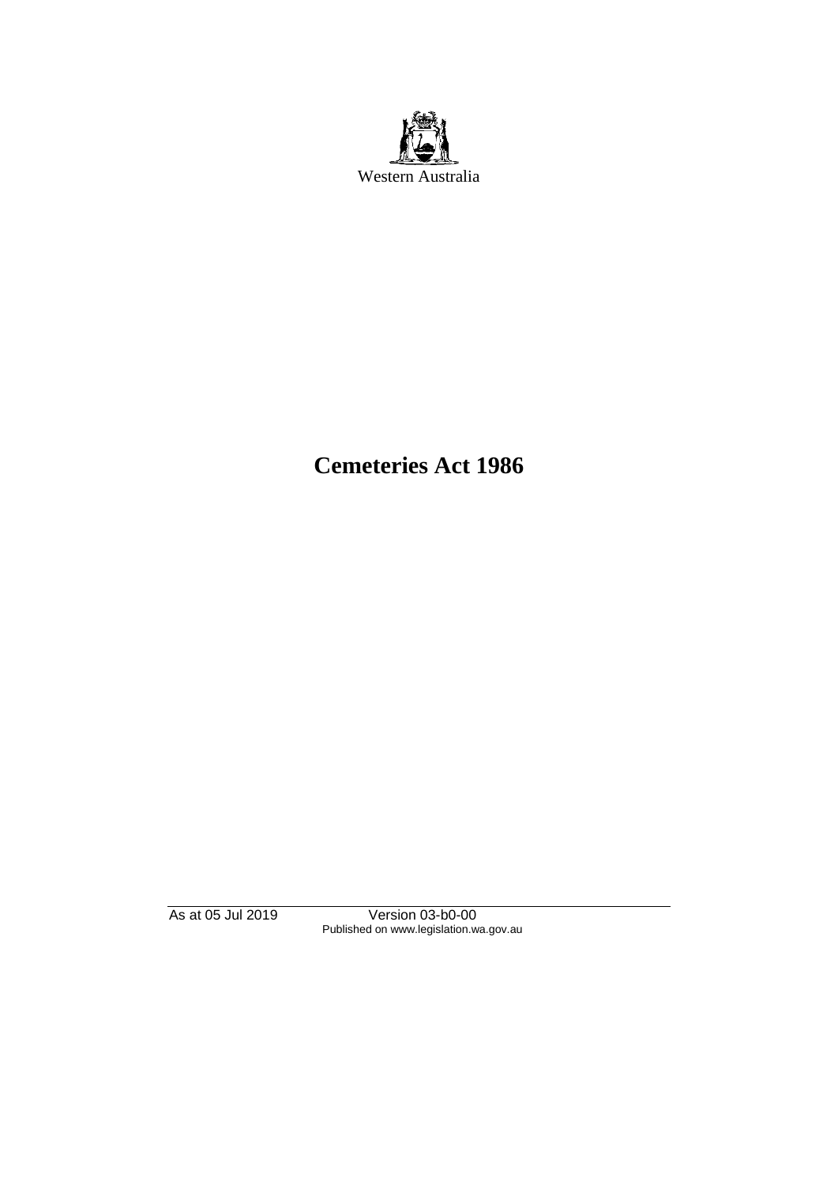Western Australia

# Cemeteries Act 1986

As at 05 Jul 2019 Version 03-b0-00
Published on www.legislation.wa.gov.au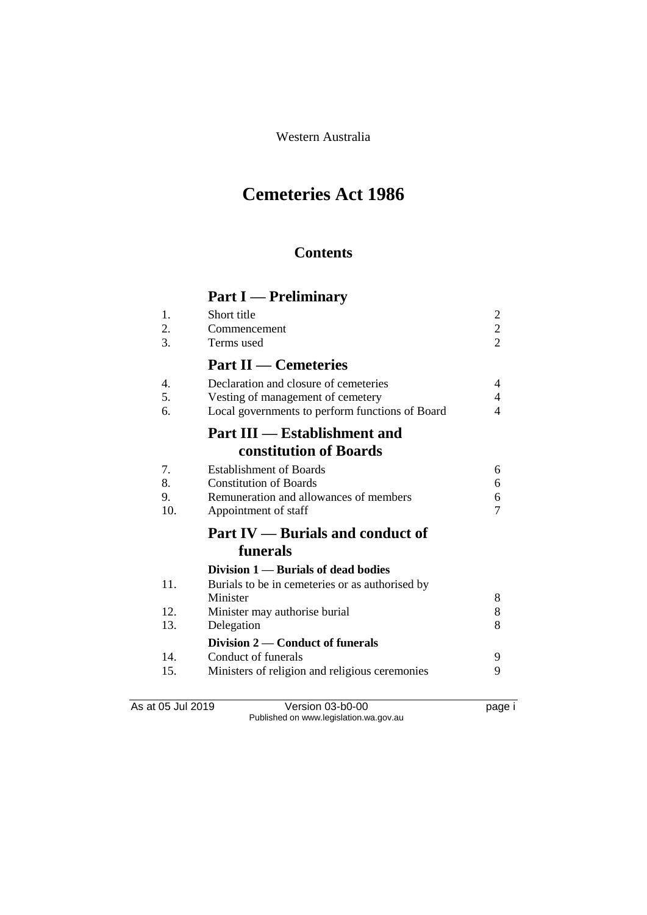Western Australia

# Cemeteries Act 1986

## Contents

### Part I — Preliminary

| | | |
|---|---|---|
| 1. | Short title | 2 |
| 2. | Commencement | 2 |
| 3. | Terms used | 2 |

### Part II — Cemeteries

| | | |
|---|---|---|
| 4. | Declaration and closure of cemeteries | 4 |
| 5. | Vesting of management of cemetery | 4 |
| 6. | Local governments to perform functions of Board | 4 |

### Part III — Establishment and constitution of Boards

| | | |
|---|---|---|
| 7. | Establishment of Boards | 6 |
| 8. | Constitution of Boards | 6 |
| 9. | Remuneration and allowances of members | 6 |
| 10. | Appointment of staff | 7 |

### Part IV — Burials and conduct of funerals

#### Division 1 — Burials of dead bodies

| | | |
|---|---|---|
| 11. | Burials to be in cemeteries or as authorised by Minister | 8 |
| 12. | Minister may authorise burial | 8 |
| 13. | Delegation | 8 |

#### Division 2 — Conduct of funerals

| | | |
|---|---|---|
| 14. | Conduct of funerals | 9 |
| 15. | Ministers of religion and religious ceremonies | 9 |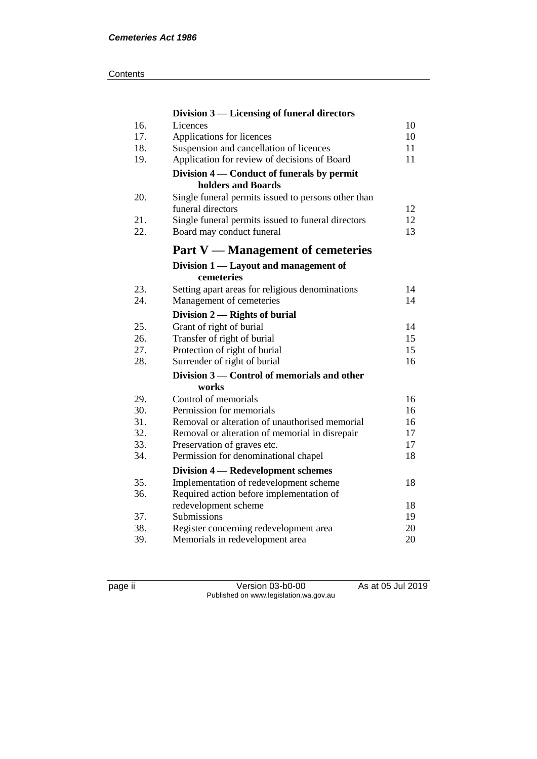### Division 3 — Licensing of funeral directors

| | | |
|---|---|---|
| 16. | Licences | 10 |
| 17. | Applications for licences | 10 |
| 18. | Suspension and cancellation of licences | 11 |
| 19. | Application for review of decisions of Board | 11 |

### Division 4 — Conduct of funerals by permit holders and Boards

| | | |
|---|---|---|
| 20. | Single funeral permits issued to persons other than funeral directors | 12 |
| 21. | Single funeral permits issued to funeral directors | 12 |
| 22. | Board may conduct funeral | 13 |

## Part V — Management of cemeteries

### Division 1 — Layout and management of cemeteries

| | | |
|---|---|---|
| 23. | Setting apart areas for religious denominations | 14 |
| 24. | Management of cemeteries | 14 |

### Division 2 — Rights of burial

| | | |
|---|---|---|
| 25. | Grant of right of burial | 14 |
| 26. | Transfer of right of burial | 15 |
| 27. | Protection of right of burial | 15 |
| 28. | Surrender of right of burial | 16 |

### Division 3 — Control of memorials and other works

| | | |
|---|---|---|
| 29. | Control of memorials | 16 |
| 30. | Permission for memorials | 16 |
| 31. | Removal or alteration of unauthorised memorial | 16 |
| 32. | Removal or alteration of memorial in disrepair | 17 |
| 33. | Preservation of graves etc. | 17 |
| 34. | Permission for denominational chapel | 18 |

### Division 4 — Redevelopment schemes

| | | |
|---|---|---|
| 35. | Implementation of redevelopment scheme | 18 |
| 36. | Required action before implementation of redevelopment scheme | 18 |
| 37. | Submissions | 19 |
| 38. | Register concerning redevelopment area | 20 |
| 39. | Memorials in redevelopment area | 20 |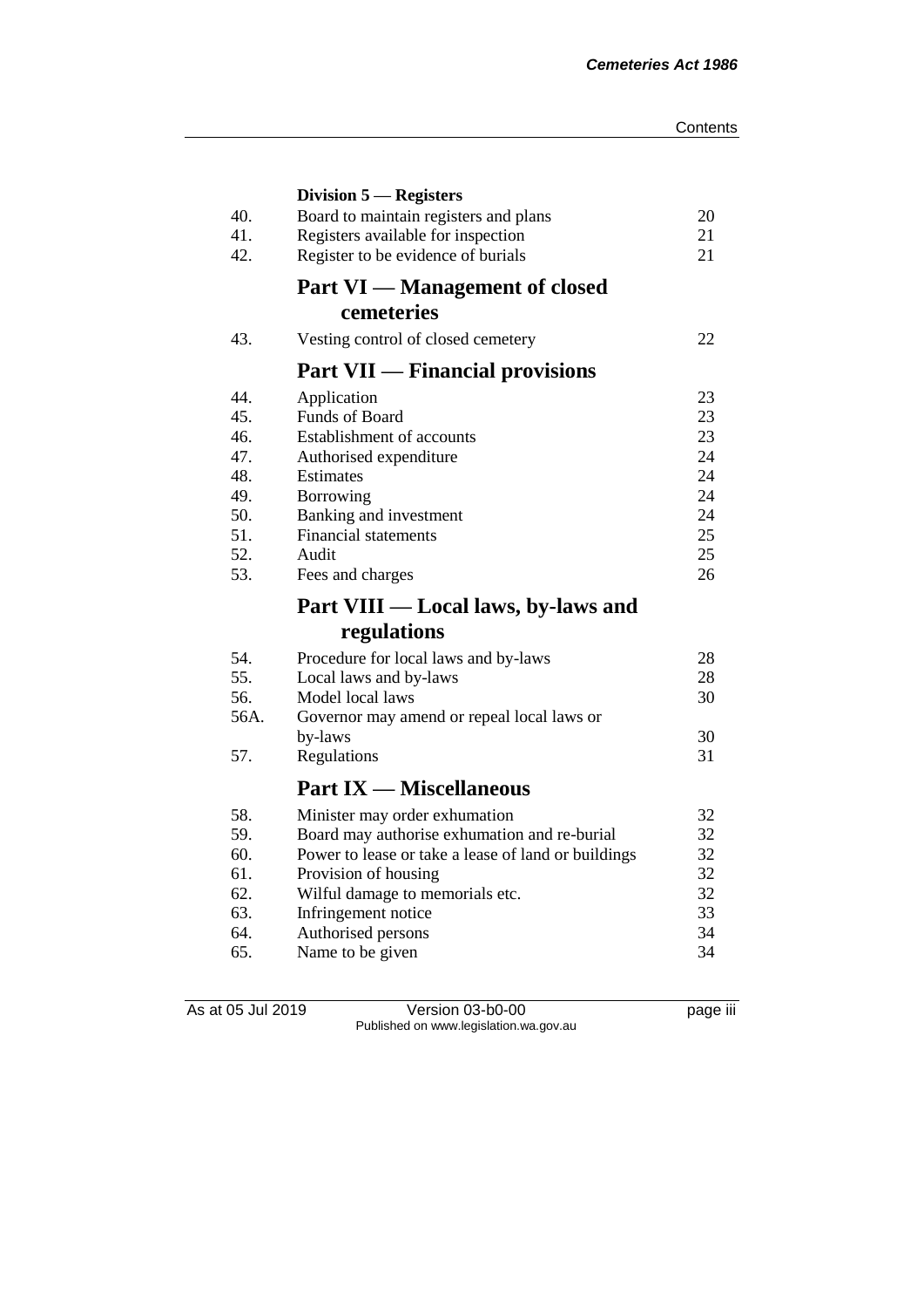| | **Division 5 — Registers** | |
|---|---|---|
| 40. | Board to maintain registers and plans | 20 |
| 41. | Registers available for inspection | 21 |
| 42. | Register to be evidence of burials | 21 |

## Part VI — Management of closed cemeteries

| | | |
|---|---|---|
| 43. | Vesting control of closed cemetery | 22 |

## Part VII — Financial provisions

| | | |
|---|---|---|
| 44. | Application | 23 |
| 45. | Funds of Board | 23 |
| 46. | Establishment of accounts | 23 |
| 47. | Authorised expenditure | 24 |
| 48. | Estimates | 24 |
| 49. | Borrowing | 24 |
| 50. | Banking and investment | 24 |
| 51. | Financial statements | 25 |
| 52. | Audit | 25 |
| 53. | Fees and charges | 26 |

## Part VIII — Local laws, by-laws and regulations

| | | |
|---|---|---|
| 54. | Procedure for local laws and by-laws | 28 |
| 55. | Local laws and by-laws | 28 |
| 56. | Model local laws | 30 |
| 56A. | Governor may amend or repeal local laws or by-laws | 30 |
| 57. | Regulations | 31 |

## Part IX — Miscellaneous

| | | |
|---|---|---|
| 58. | Minister may order exhumation | 32 |
| 59. | Board may authorise exhumation and re-burial | 32 |
| 60. | Power to lease or take a lease of land or buildings | 32 |
| 61. | Provision of housing | 32 |
| 62. | Wilful damage to memorials etc. | 32 |
| 63. | Infringement notice | 33 |
| 64. | Authorised persons | 34 |
| 65. | Name to be given | 34 |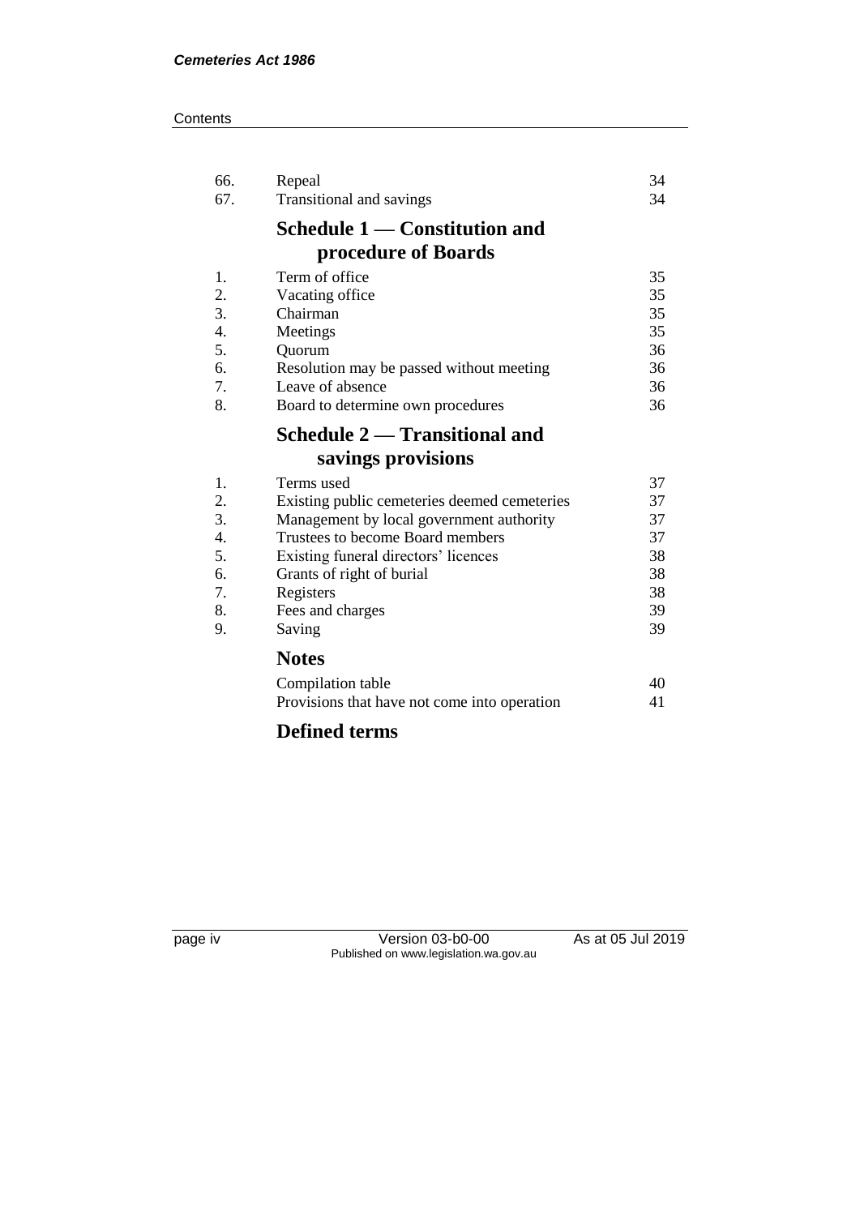| | | |
|---|---|---|
| 66. | Repeal | 34 |
| 67. | Transitional and savings | 34 |

## Schedule 1 — Constitution and procedure of Boards

| | | |
|---|---|---|
| 1. | Term of office | 35 |
| 2. | Vacating office | 35 |
| 3. | Chairman | 35 |
| 4. | Meetings | 35 |
| 5. | Quorum | 36 |
| 6. | Resolution may be passed without meeting | 36 |
| 7. | Leave of absence | 36 |
| 8. | Board to determine own procedures | 36 |

## Schedule 2 — Transitional and savings provisions

| | | |
|---|---|---|
| 1. | Terms used | 37 |
| 2. | Existing public cemeteries deemed cemeteries | 37 |
| 3. | Management by local government authority | 37 |
| 4. | Trustees to become Board members | 37 |
| 5. | Existing funeral directors' licences | 38 |
| 6. | Grants of right of burial | 38 |
| 7. | Registers | 38 |
| 8. | Fees and charges | 39 |
| 9. | Saving | 39 |

## Notes

| | |
|---|---|
| Compilation table | 40 |
| Provisions that have not come into operation | 41 |

## Defined terms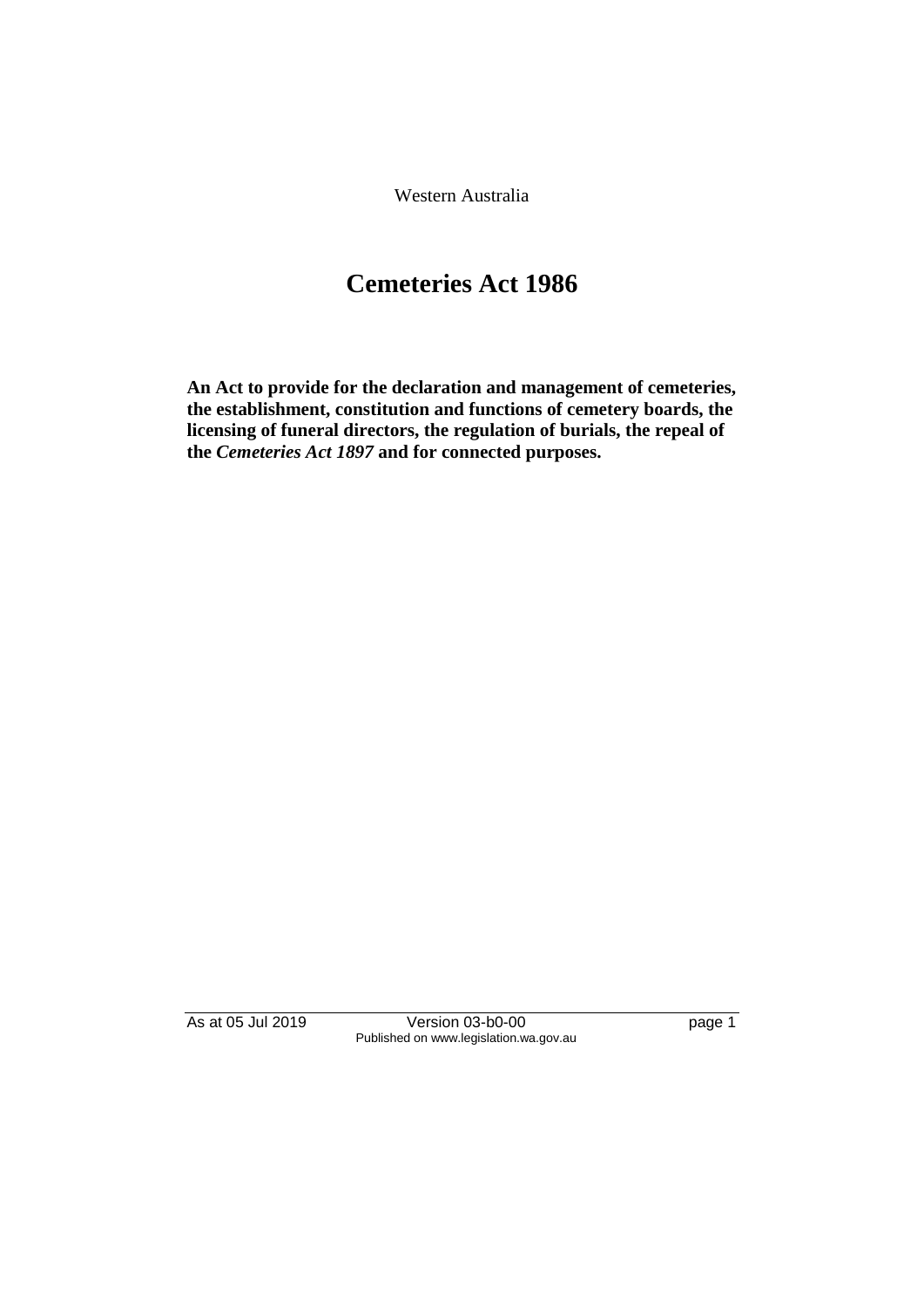Western Australia

# Cemeteries Act 1986

**An Act to provide for the declaration and management of cemeteries, the establishment, constitution and functions of cemetery boards, the licensing of funeral directors, the regulation of burials, the repeal of the *Cemeteries Act 1897* and for connected purposes.**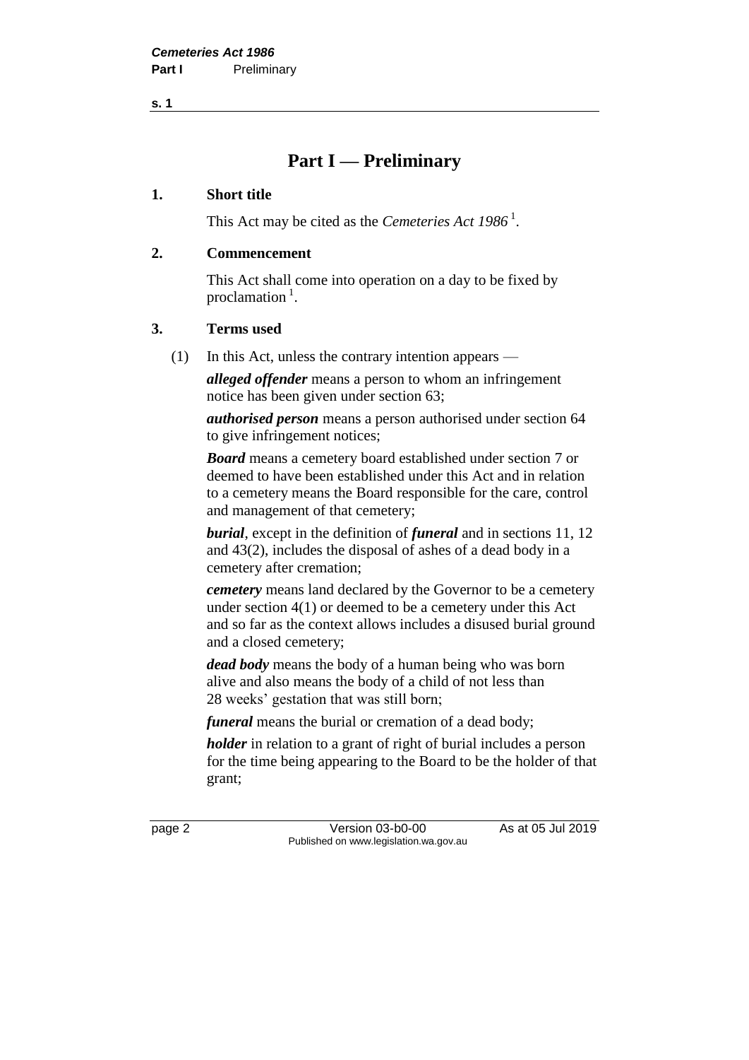# Part I — Preliminary

## 1. Short title

This Act may be cited as the *Cemeteries Act 1986* [1].

## 2. Commencement

This Act shall come into operation on a day to be fixed by proclamation [1].

## 3. Terms used

(1) In this Act, unless the contrary intention appears —

***alleged offender*** means a person to whom an infringement notice has been given under section 63;

***authorised person*** means a person authorised under section 64 to give infringement notices;

***Board*** means a cemetery board established under section 7 or deemed to have been established under this Act and in relation to a cemetery means the Board responsible for the care, control and management of that cemetery;

***burial***, except in the definition of ***funeral*** and in sections 11, 12 and 43(2), includes the disposal of ashes of a dead body in a cemetery after cremation;

***cemetery*** means land declared by the Governor to be a cemetery under section 4(1) or deemed to be a cemetery under this Act and so far as the context allows includes a disused burial ground and a closed cemetery;

***dead body*** means the body of a human being who was born alive and also means the body of a child of not less than 28 weeks' gestation that was still born;

***funeral*** means the burial or cremation of a dead body;

***holder*** in relation to a grant of right of burial includes a person for the time being appearing to the Board to be the holder of that grant;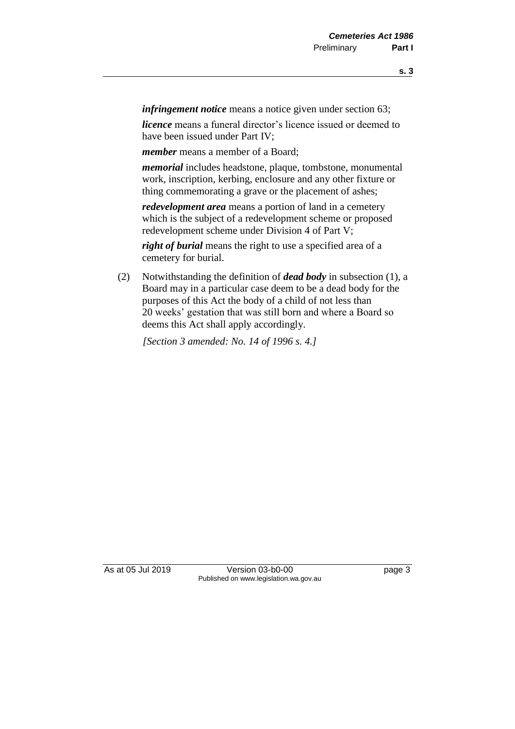***infringement notice*** means a notice given under section 63;

***licence*** means a funeral director's licence issued or deemed to have been issued under Part IV;

***member*** means a member of a Board;

***memorial*** includes headstone, plaque, tombstone, monumental work, inscription, kerbing, enclosure and any other fixture or thing commemorating a grave or the placement of ashes;

***redevelopment area*** means a portion of land in a cemetery which is the subject of a redevelopment scheme or proposed redevelopment scheme under Division 4 of Part V;

***right of burial*** means the right to use a specified area of a cemetery for burial.

(2) Notwithstanding the definition of ***dead body*** in subsection (1), a Board may in a particular case deem to be a dead body for the purposes of this Act the body of a child of not less than 20 weeks' gestation that was still born and where a Board so deems this Act shall apply accordingly.

*[Section 3 amended: No. 14 of 1996 s. 4.]*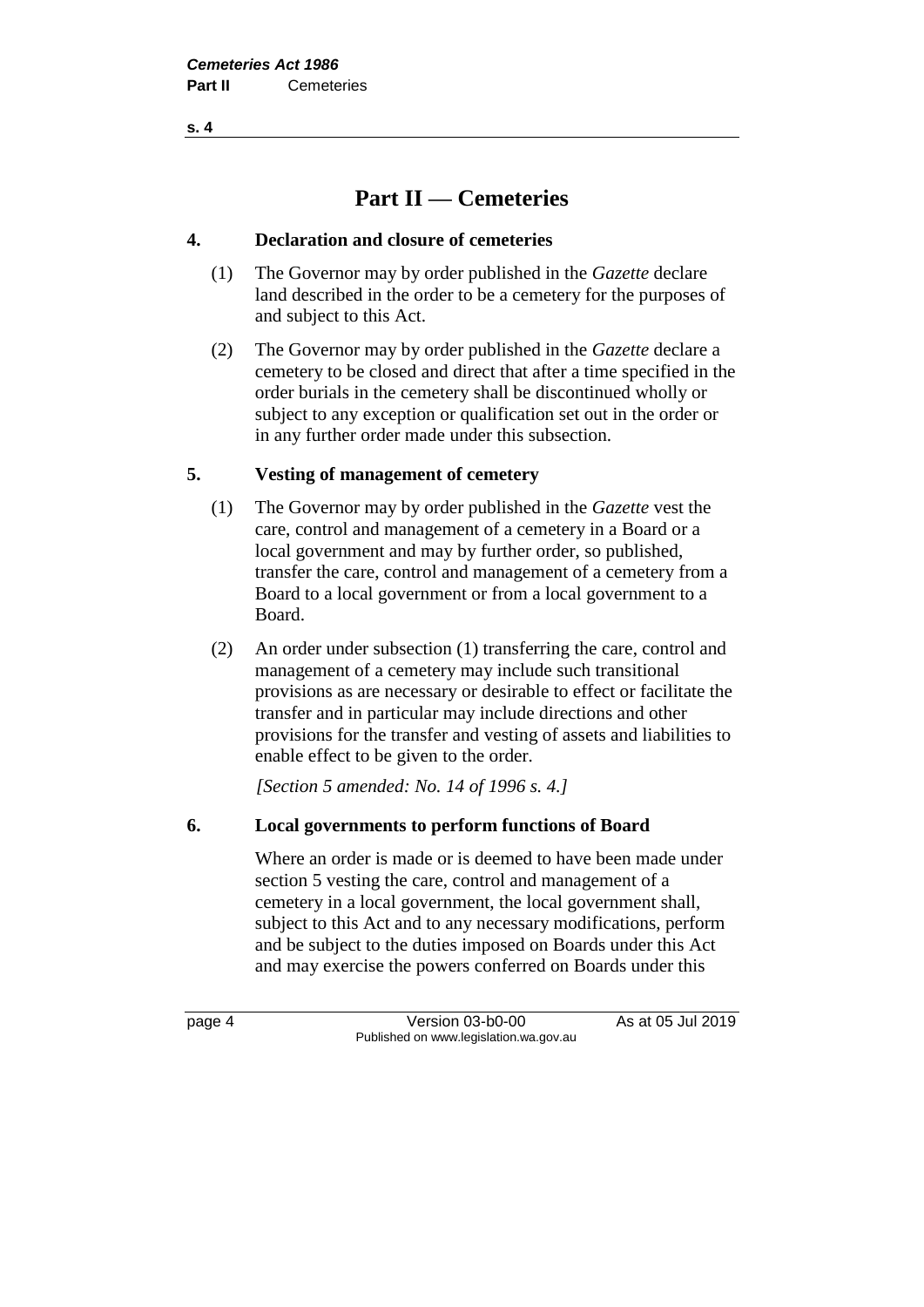## Part II — Cemeteries

### 4. Declaration and closure of cemeteries

(1) The Governor may by order published in the *Gazette* declare land described in the order to be a cemetery for the purposes of and subject to this Act.

(2) The Governor may by order published in the *Gazette* declare a cemetery to be closed and direct that after a time specified in the order burials in the cemetery shall be discontinued wholly or subject to any exception or qualification set out in the order or in any further order made under this subsection.

### 5. Vesting of management of cemetery

(1) The Governor may by order published in the *Gazette* vest the care, control and management of a cemetery in a Board or a local government and may by further order, so published, transfer the care, control and management of a cemetery from a Board to a local government or from a local government to a Board.

(2) An order under subsection (1) transferring the care, control and management of a cemetery may include such transitional provisions as are necessary or desirable to effect or facilitate the transfer and in particular may include directions and other provisions for the transfer and vesting of assets and liabilities to enable effect to be given to the order.

*[Section 5 amended: No. 14 of 1996 s. 4.]*

### 6. Local governments to perform functions of Board

Where an order is made or is deemed to have been made under section 5 vesting the care, control and management of a cemetery in a local government, the local government shall, subject to this Act and to any necessary modifications, perform and be subject to the duties imposed on Boards under this Act and may exercise the powers conferred on Boards under this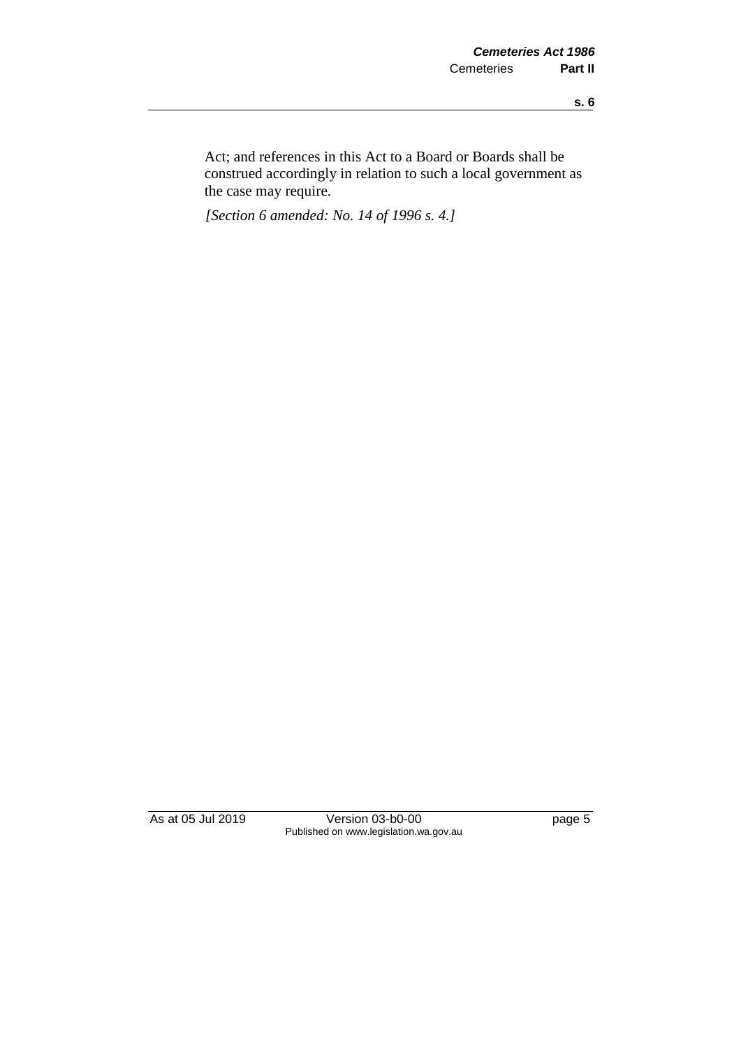Act; and references in this Act to a Board or Boards shall be construed accordingly in relation to such a local government as the case may require.

*[Section 6 amended: No. 14 of 1996 s. 4.]*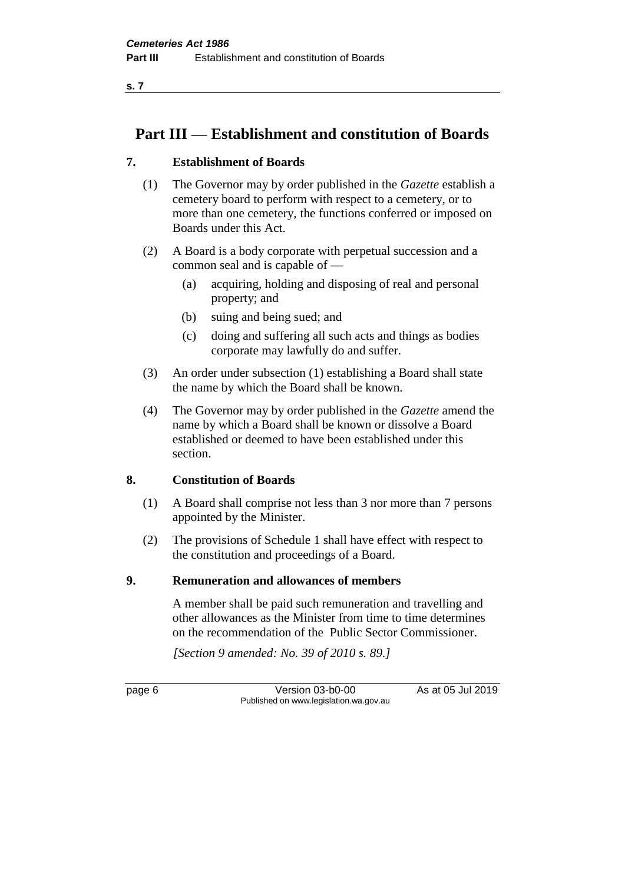# Part III — Establishment and constitution of Boards

## 7. Establishment of Boards

(1) The Governor may by order published in the *Gazette* establish a cemetery board to perform with respect to a cemetery, or to more than one cemetery, the functions conferred or imposed on Boards under this Act.

(2) A Board is a body corporate with perpetual succession and a common seal and is capable of —

  (a) acquiring, holding and disposing of real and personal property; and

  (b) suing and being sued; and

  (c) doing and suffering all such acts and things as bodies corporate may lawfully do and suffer.

(3) An order under subsection (1) establishing a Board shall state the name by which the Board shall be known.

(4) The Governor may by order published in the *Gazette* amend the name by which a Board shall be known or dissolve a Board established or deemed to have been established under this section.

## 8. Constitution of Boards

(1) A Board shall comprise not less than 3 nor more than 7 persons appointed by the Minister.

(2) The provisions of Schedule 1 shall have effect with respect to the constitution and proceedings of a Board.

## 9. Remuneration and allowances of members

A member shall be paid such remuneration and travelling and other allowances as the Minister from time to time determines on the recommendation of the Public Sector Commissioner.

*[Section 9 amended: No. 39 of 2010 s. 89.]*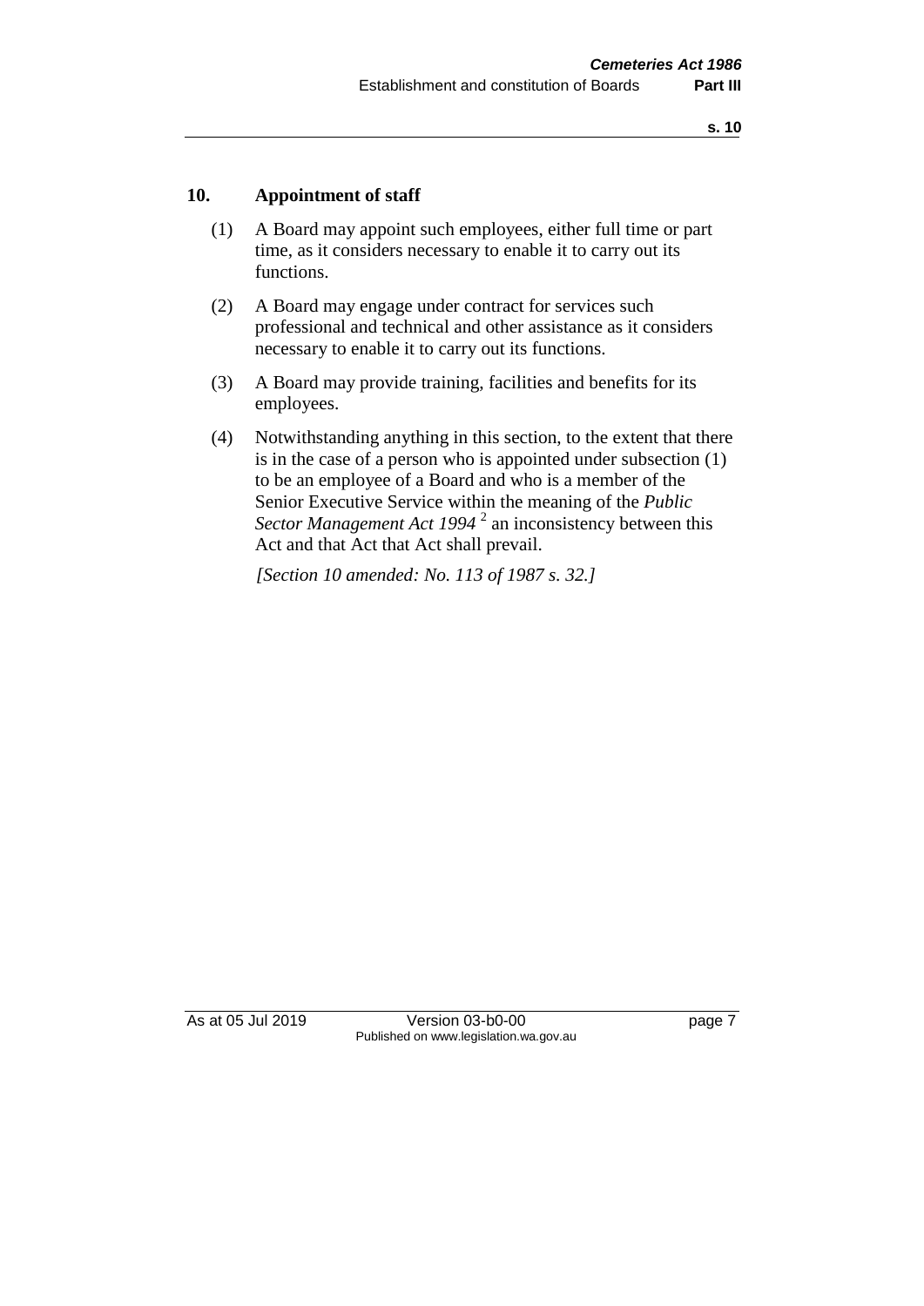## 10. Appointment of staff

(1) A Board may appoint such employees, either full time or part time, as it considers necessary to enable it to carry out its functions.

(2) A Board may engage under contract for services such professional and technical and other assistance as it considers necessary to enable it to carry out its functions.

(3) A Board may provide training, facilities and benefits for its employees.

(4) Notwithstanding anything in this section, to the extent that there is in the case of a person who is appointed under subsection (1) to be an employee of a Board and who is a member of the Senior Executive Service within the meaning of the *Public Sector Management Act 1994* [2] an inconsistency between this Act and that Act that Act shall prevail.

*[Section 10 amended: No. 113 of 1987 s. 32.]*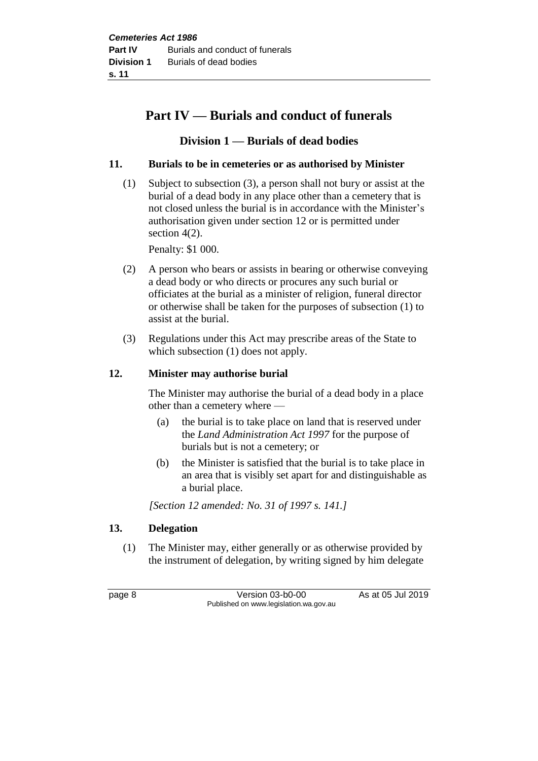# Part IV — Burials and conduct of funerals

## Division 1 — Burials of dead bodies

### 11. Burials to be in cemeteries or as authorised by Minister

(1) Subject to subsection (3), a person shall not bury or assist at the burial of a dead body in any place other than a cemetery that is not closed unless the burial is in accordance with the Minister's authorisation given under section 12 or is permitted under section 4(2).

Penalty: $1 000.

(2) A person who bears or assists in bearing or otherwise conveying a dead body or who directs or procures any such burial or officiates at the burial as a minister of religion, funeral director or otherwise shall be taken for the purposes of subsection (1) to assist at the burial.

(3) Regulations under this Act may prescribe areas of the State to which subsection (1) does not apply.

### 12. Minister may authorise burial

The Minister may authorise the burial of a dead body in a place other than a cemetery where —

(a) the burial is to take place on land that is reserved under the *Land Administration Act 1997* for the purpose of burials but is not a cemetery; or

(b) the Minister is satisfied that the burial is to take place in an area that is visibly set apart for and distinguishable as a burial place.

*[Section 12 amended: No. 31 of 1997 s. 141.]*

### 13. Delegation

(1) The Minister may, either generally or as otherwise provided by the instrument of delegation, by writing signed by him delegate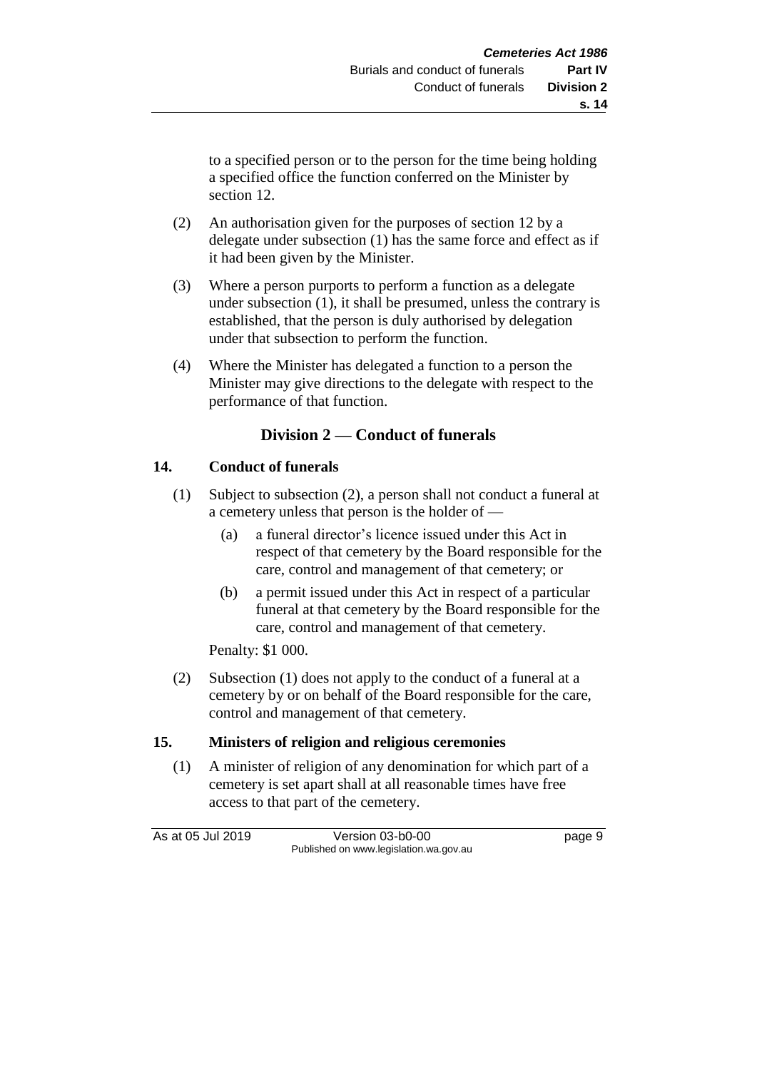to a specified person or to the person for the time being holding a specified office the function conferred on the Minister by section 12.

(2) An authorisation given for the purposes of section 12 by a delegate under subsection (1) has the same force and effect as if it had been given by the Minister.

(3) Where a person purports to perform a function as a delegate under subsection (1), it shall be presumed, unless the contrary is established, that the person is duly authorised by delegation under that subsection to perform the function.

(4) Where the Minister has delegated a function to a person the Minister may give directions to the delegate with respect to the performance of that function.

## Division 2 — Conduct of funerals

### 14. Conduct of funerals

(1) Subject to subsection (2), a person shall not conduct a funeral at a cemetery unless that person is the holder of —

(a) a funeral director's licence issued under this Act in respect of that cemetery by the Board responsible for the care, control and management of that cemetery; or

(b) a permit issued under this Act in respect of a particular funeral at that cemetery by the Board responsible for the care, control and management of that cemetery.

Penalty: $1 000.

(2) Subsection (1) does not apply to the conduct of a funeral at a cemetery by or on behalf of the Board responsible for the care, control and management of that cemetery.

### 15. Ministers of religion and religious ceremonies

(1) A minister of religion of any denomination for which part of a cemetery is set apart shall at all reasonable times have free access to that part of the cemetery.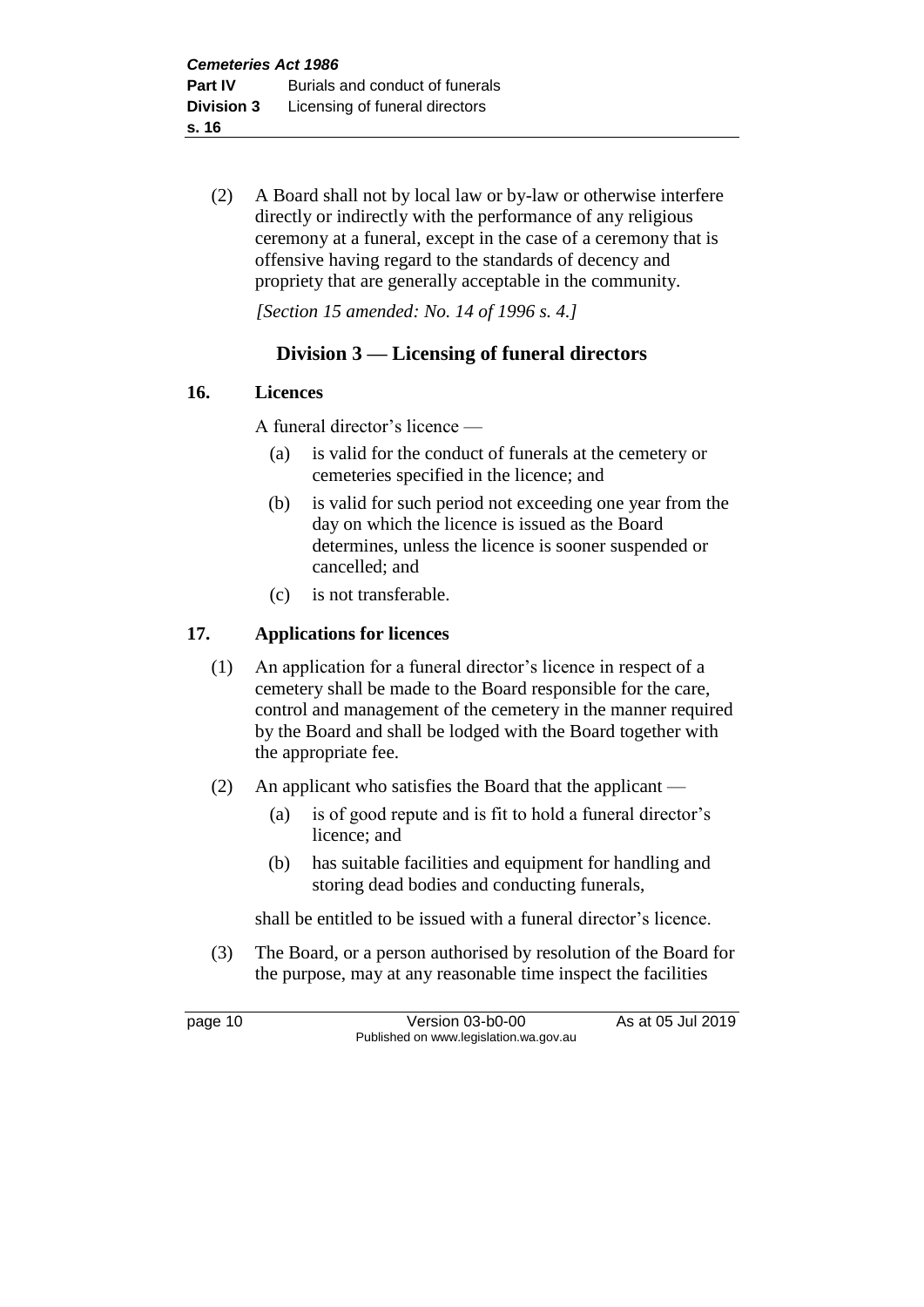(2) A Board shall not by local law or by-law or otherwise interfere directly or indirectly with the performance of any religious ceremony at a funeral, except in the case of a ceremony that is offensive having regard to the standards of decency and propriety that are generally acceptable in the community.

*[Section 15 amended: No. 14 of 1996 s. 4.]*

## Division 3 — Licensing of funeral directors

### 16. Licences

A funeral director's licence —

(a) is valid for the conduct of funerals at the cemetery or cemeteries specified in the licence; and

(b) is valid for such period not exceeding one year from the day on which the licence is issued as the Board determines, unless the licence is sooner suspended or cancelled; and

(c) is not transferable.

### 17. Applications for licences

(1) An application for a funeral director's licence in respect of a cemetery shall be made to the Board responsible for the care, control and management of the cemetery in the manner required by the Board and shall be lodged with the Board together with the appropriate fee.

(2) An applicant who satisfies the Board that the applicant —

(a) is of good repute and is fit to hold a funeral director's licence; and

(b) has suitable facilities and equipment for handling and storing dead bodies and conducting funerals,

shall be entitled to be issued with a funeral director's licence.

(3) The Board, or a person authorised by resolution of the Board for the purpose, may at any reasonable time inspect the facilities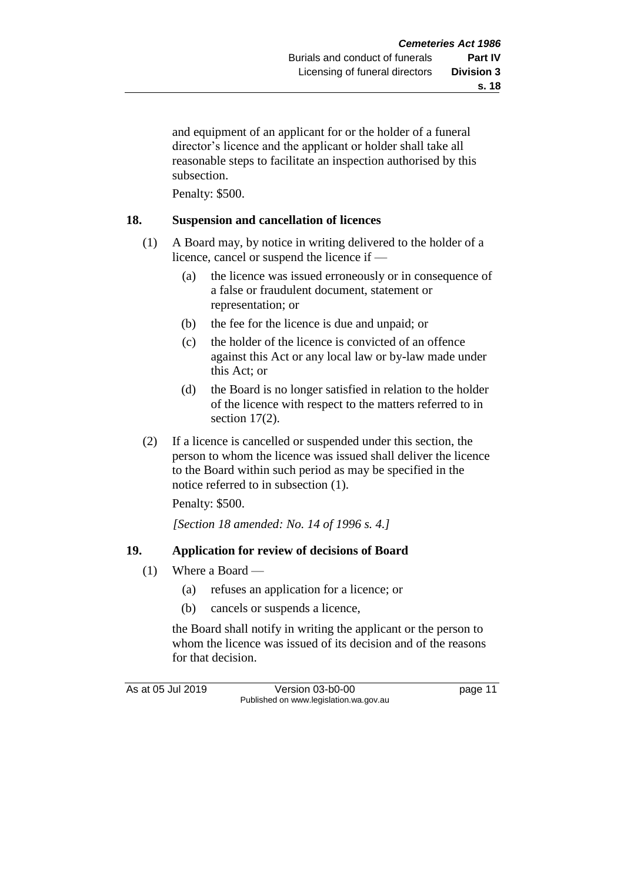and equipment of an applicant for or the holder of a funeral director's licence and the applicant or holder shall take all reasonable steps to facilitate an inspection authorised by this subsection.

Penalty: $500.

## 18. Suspension and cancellation of licences

(1) A Board may, by notice in writing delivered to the holder of a licence, cancel or suspend the licence if —

(a) the licence was issued erroneously or in consequence of a false or fraudulent document, statement or representation; or

(b) the fee for the licence is due and unpaid; or

(c) the holder of the licence is convicted of an offence against this Act or any local law or by-law made under this Act; or

(d) the Board is no longer satisfied in relation to the holder of the licence with respect to the matters referred to in section 17(2).

(2) If a licence is cancelled or suspended under this section, the person to whom the licence was issued shall deliver the licence to the Board within such period as may be specified in the notice referred to in subsection (1).

Penalty: $500.

*[Section 18 amended: No. 14 of 1996 s. 4.]*

## 19. Application for review of decisions of Board

(1) Where a Board —

(a) refuses an application for a licence; or

(b) cancels or suspends a licence,

the Board shall notify in writing the applicant or the person to whom the licence was issued of its decision and of the reasons for that decision.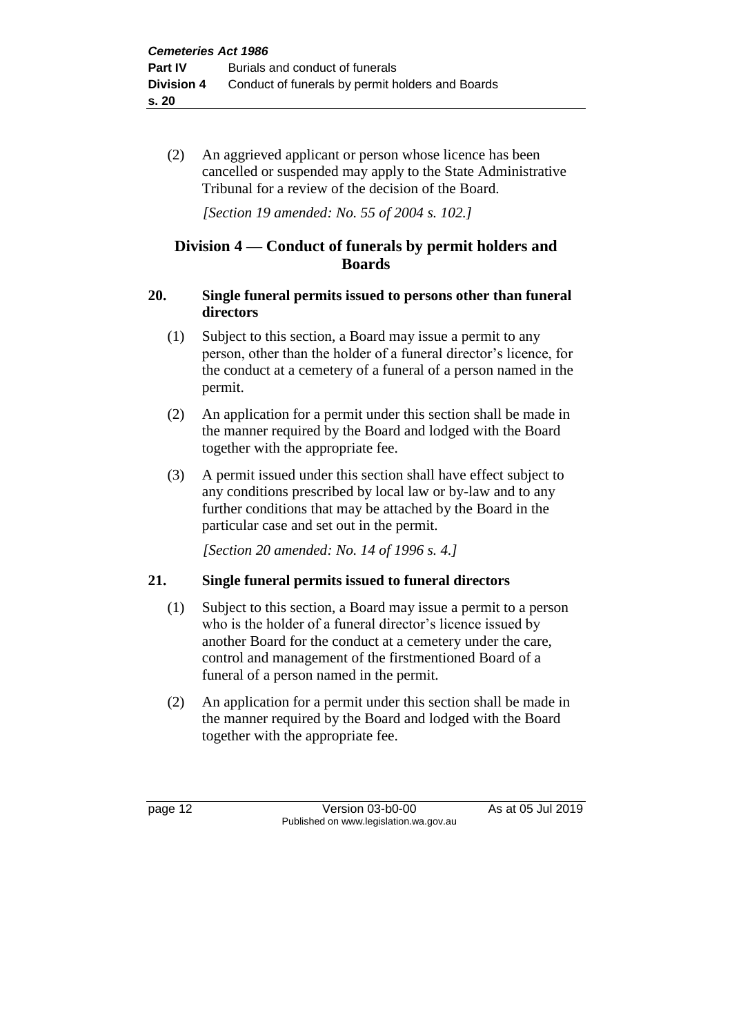(2) An aggrieved applicant or person whose licence has been cancelled or suspended may apply to the State Administrative Tribunal for a review of the decision of the Board.

*[Section 19 amended: No. 55 of 2004 s. 102.]*

## Division 4 — Conduct of funerals by permit holders and Boards

### 20. Single funeral permits issued to persons other than funeral directors

(1) Subject to this section, a Board may issue a permit to any person, other than the holder of a funeral director's licence, for the conduct at a cemetery of a funeral of a person named in the permit.

(2) An application for a permit under this section shall be made in the manner required by the Board and lodged with the Board together with the appropriate fee.

(3) A permit issued under this section shall have effect subject to any conditions prescribed by local law or by-law and to any further conditions that may be attached by the Board in the particular case and set out in the permit.

*[Section 20 amended: No. 14 of 1996 s. 4.]*

### 21. Single funeral permits issued to funeral directors

(1) Subject to this section, a Board may issue a permit to a person who is the holder of a funeral director's licence issued by another Board for the conduct at a cemetery under the care, control and management of the firstmentioned Board of a funeral of a person named in the permit.

(2) An application for a permit under this section shall be made in the manner required by the Board and lodged with the Board together with the appropriate fee.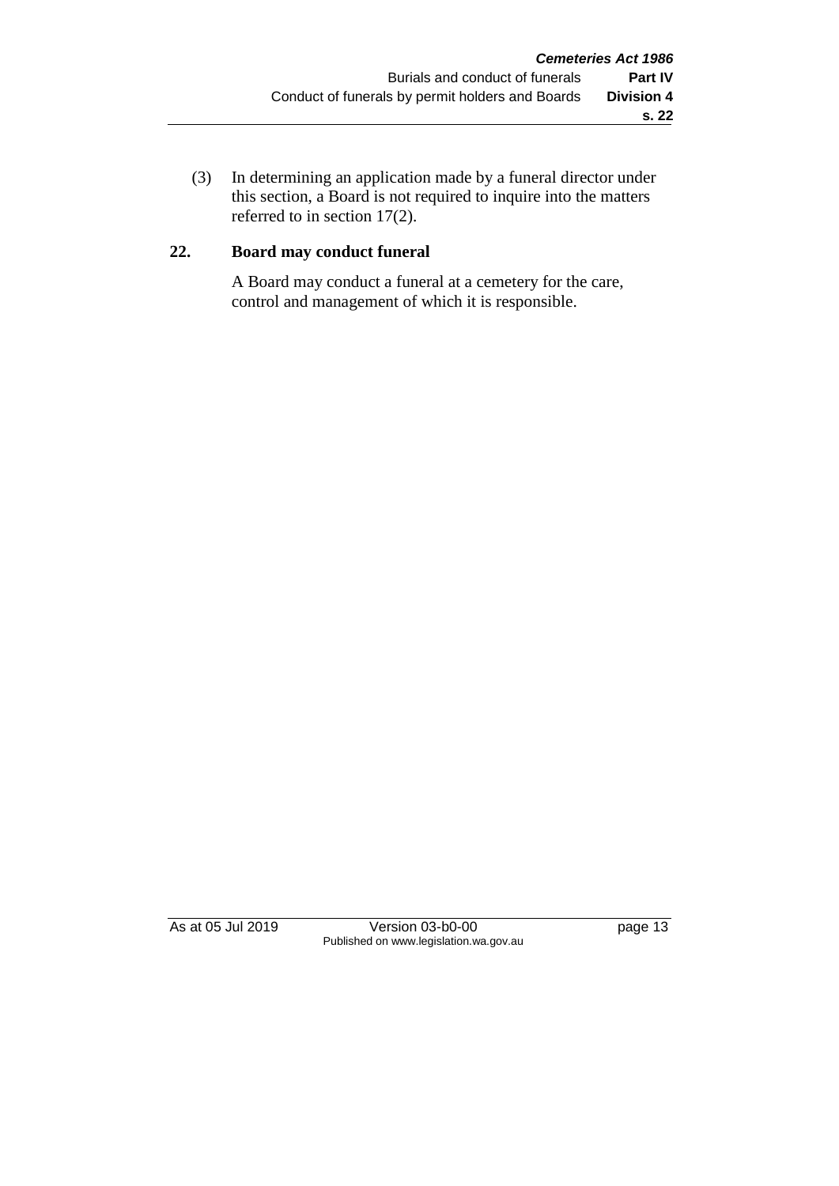(3) In determining an application made by a funeral director under this section, a Board is not required to inquire into the matters referred to in section 17(2).

## 22. Board may conduct funeral

A Board may conduct a funeral at a cemetery for the care, control and management of which it is responsible.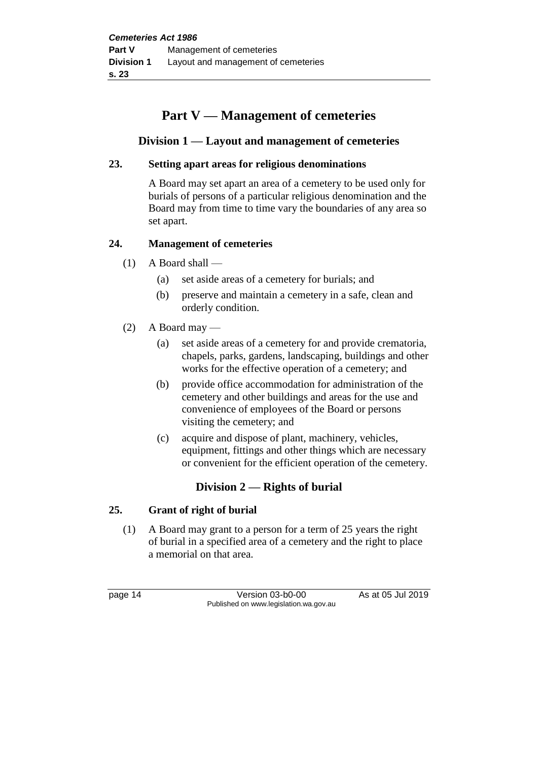# Part V — Management of cemeteries

## Division 1 — Layout and management of cemeteries

### 23. Setting apart areas for religious denominations

A Board may set apart an area of a cemetery to be used only for burials of persons of a particular religious denomination and the Board may from time to time vary the boundaries of any area so set apart.

### 24. Management of cemeteries

(1) A Board shall —

- (a) set aside areas of a cemetery for burials; and
- (b) preserve and maintain a cemetery in a safe, clean and orderly condition.

(2) A Board may —

- (a) set aside areas of a cemetery for and provide crematoria, chapels, parks, gardens, landscaping, buildings and other works for the effective operation of a cemetery; and
- (b) provide office accommodation for administration of the cemetery and other buildings and areas for the use and convenience of employees of the Board or persons visiting the cemetery; and
- (c) acquire and dispose of plant, machinery, vehicles, equipment, fittings and other things which are necessary or convenient for the efficient operation of the cemetery.

## Division 2 — Rights of burial

### 25. Grant of right of burial

(1) A Board may grant to a person for a term of 25 years the right of burial in a specified area of a cemetery and the right to place a memorial on that area.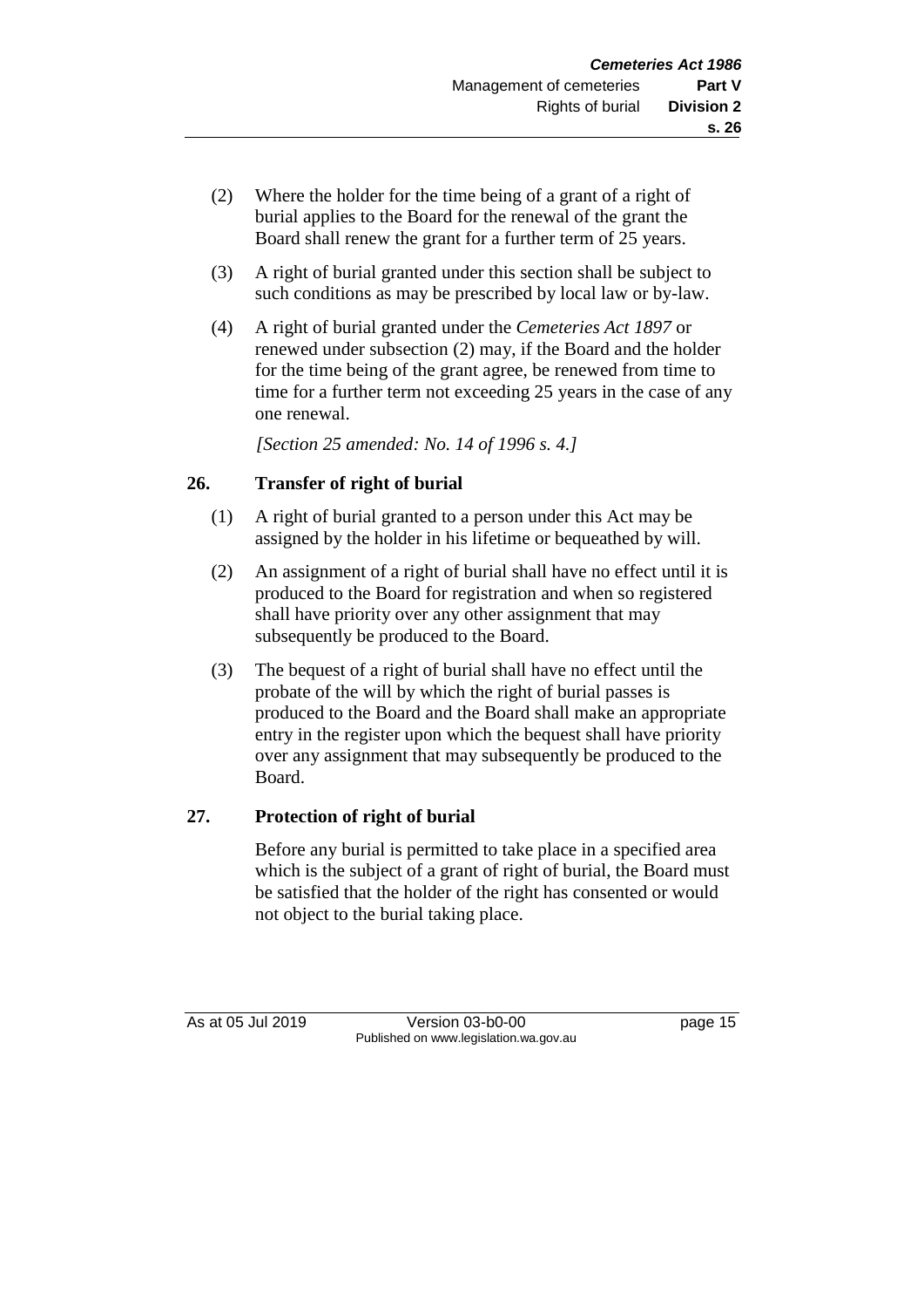(2) Where the holder for the time being of a grant of a right of burial applies to the Board for the renewal of the grant the Board shall renew the grant for a further term of 25 years.

(3) A right of burial granted under this section shall be subject to such conditions as may be prescribed by local law or by-law.

(4) A right of burial granted under the *Cemeteries Act 1897* or renewed under subsection (2) may, if the Board and the holder for the time being of the grant agree, be renewed from time to time for a further term not exceeding 25 years in the case of any one renewal.

*[Section 25 amended: No. 14 of 1996 s. 4.]*

## 26. Transfer of right of burial

(1) A right of burial granted to a person under this Act may be assigned by the holder in his lifetime or bequeathed by will.

(2) An assignment of a right of burial shall have no effect until it is produced to the Board for registration and when so registered shall have priority over any other assignment that may subsequently be produced to the Board.

(3) The bequest of a right of burial shall have no effect until the probate of the will by which the right of burial passes is produced to the Board and the Board shall make an appropriate entry in the register upon which the bequest shall have priority over any assignment that may subsequently be produced to the Board.

## 27. Protection of right of burial

Before any burial is permitted to take place in a specified area which is the subject of a grant of right of burial, the Board must be satisfied that the holder of the right has consented or would not object to the burial taking place.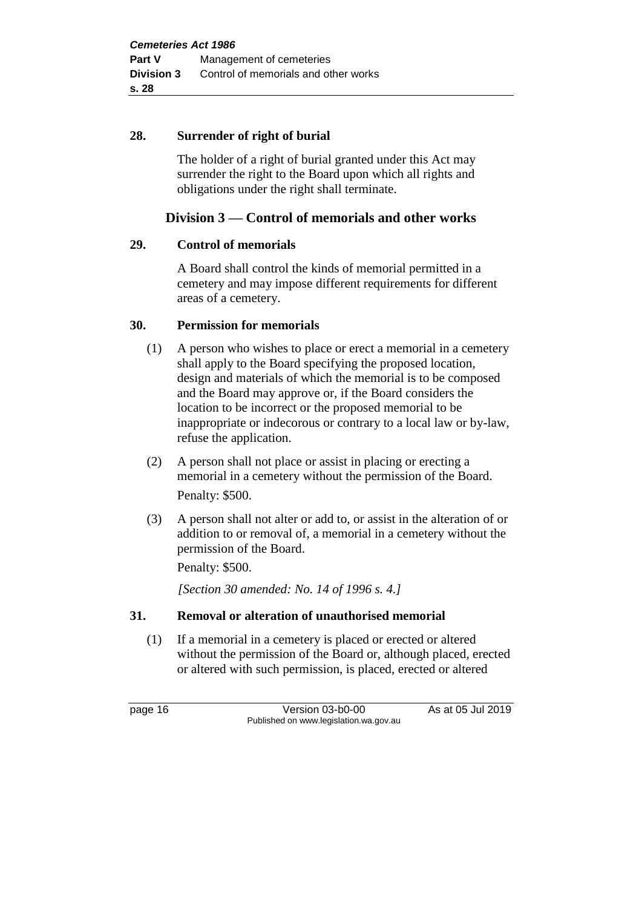**28. Surrender of right of burial**

The holder of a right of burial granted under this Act may surrender the right to the Board upon which all rights and obligations under the right shall terminate.

## Division 3 — Control of memorials and other works

**29. Control of memorials**

A Board shall control the kinds of memorial permitted in a cemetery and may impose different requirements for different areas of a cemetery.

**30. Permission for memorials**

(1) A person who wishes to place or erect a memorial in a cemetery shall apply to the Board specifying the proposed location, design and materials of which the memorial is to be composed and the Board may approve or, if the Board considers the location to be incorrect or the proposed memorial to be inappropriate or indecorous or contrary to a local law or by-law, refuse the application.

(2) A person shall not place or assist in placing or erecting a memorial in a cemetery without the permission of the Board.

Penalty: $500.

(3) A person shall not alter or add to, or assist in the alteration of or addition to or removal of, a memorial in a cemetery without the permission of the Board.

Penalty: $500.

*[Section 30 amended: No. 14 of 1996 s. 4.]*

**31. Removal or alteration of unauthorised memorial**

(1) If a memorial in a cemetery is placed or erected or altered without the permission of the Board or, although placed, erected or altered with such permission, is placed, erected or altered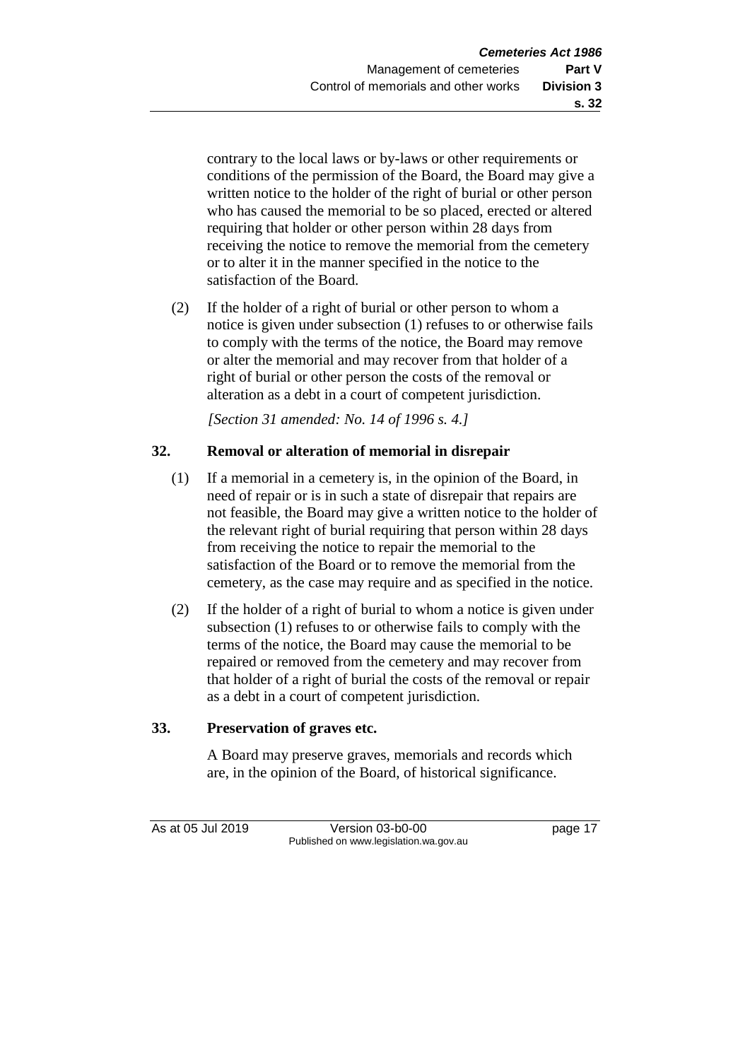contrary to the local laws or by-laws or other requirements or conditions of the permission of the Board, the Board may give a written notice to the holder of the right of burial or other person who has caused the memorial to be so placed, erected or altered requiring that holder or other person within 28 days from receiving the notice to remove the memorial from the cemetery or to alter it in the manner specified in the notice to the satisfaction of the Board.

(2) If the holder of a right of burial or other person to whom a notice is given under subsection (1) refuses to or otherwise fails to comply with the terms of the notice, the Board may remove or alter the memorial and may recover from that holder of a right of burial or other person the costs of the removal or alteration as a debt in a court of competent jurisdiction.

*[Section 31 amended: No. 14 of 1996 s. 4.]*

## 32. Removal or alteration of memorial in disrepair

(1) If a memorial in a cemetery is, in the opinion of the Board, in need of repair or is in such a state of disrepair that repairs are not feasible, the Board may give a written notice to the holder of the relevant right of burial requiring that person within 28 days from receiving the notice to repair the memorial to the satisfaction of the Board or to remove the memorial from the cemetery, as the case may require and as specified in the notice.

(2) If the holder of a right of burial to whom a notice is given under subsection (1) refuses to or otherwise fails to comply with the terms of the notice, the Board may cause the memorial to be repaired or removed from the cemetery and may recover from that holder of a right of burial the costs of the removal or repair as a debt in a court of competent jurisdiction.

## 33. Preservation of graves etc.

A Board may preserve graves, memorials and records which are, in the opinion of the Board, of historical significance.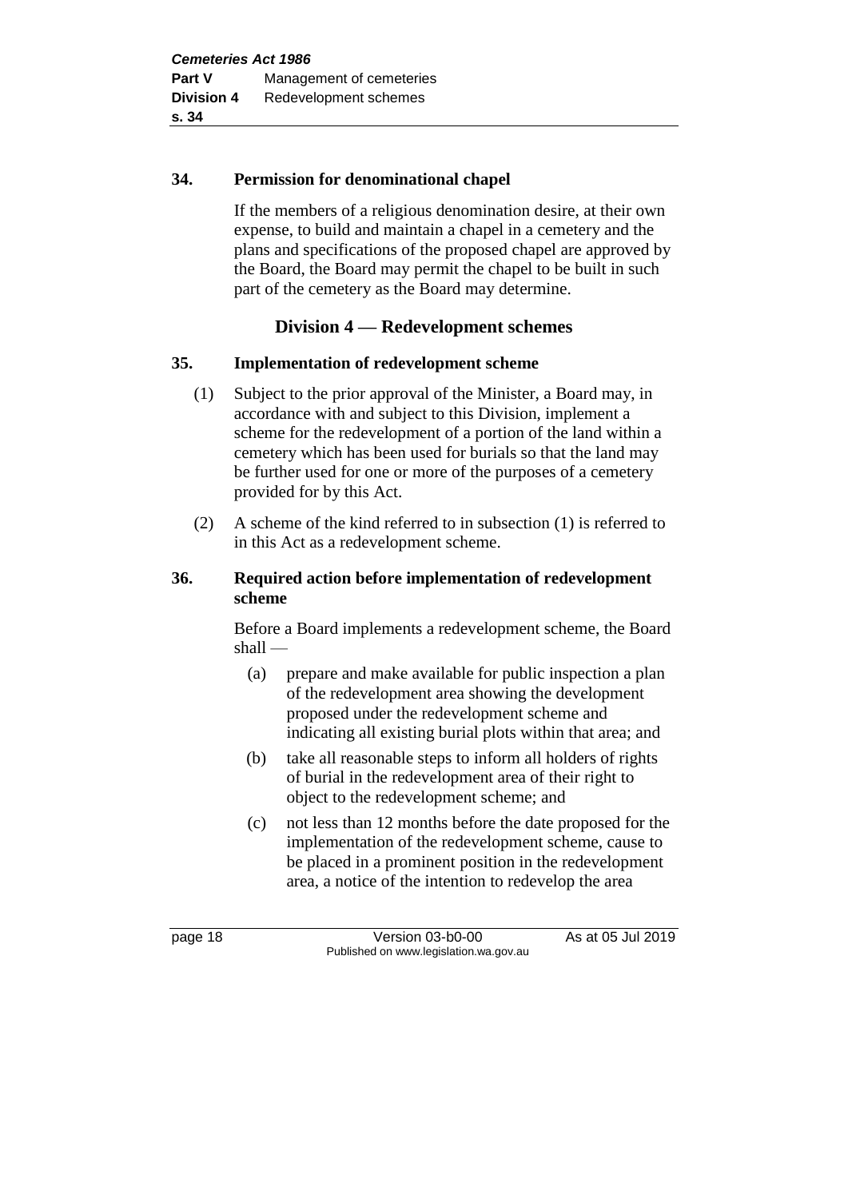### 34. Permission for denominational chapel

If the members of a religious denomination desire, at their own expense, to build and maintain a chapel in a cemetery and the plans and specifications of the proposed chapel are approved by the Board, the Board may permit the chapel to be built in such part of the cemetery as the Board may determine.

## Division 4 — Redevelopment schemes

### 35. Implementation of redevelopment scheme

(1) Subject to the prior approval of the Minister, a Board may, in accordance with and subject to this Division, implement a scheme for the redevelopment of a portion of the land within a cemetery which has been used for burials so that the land may be further used for one or more of the purposes of a cemetery provided for by this Act.

(2) A scheme of the kind referred to in subsection (1) is referred to in this Act as a redevelopment scheme.

### 36. Required action before implementation of redevelopment scheme

Before a Board implements a redevelopment scheme, the Board shall —

(a) prepare and make available for public inspection a plan of the redevelopment area showing the development proposed under the redevelopment scheme and indicating all existing burial plots within that area; and

(b) take all reasonable steps to inform all holders of rights of burial in the redevelopment area of their right to object to the redevelopment scheme; and

(c) not less than 12 months before the date proposed for the implementation of the redevelopment scheme, cause to be placed in a prominent position in the redevelopment area, a notice of the intention to redevelop the area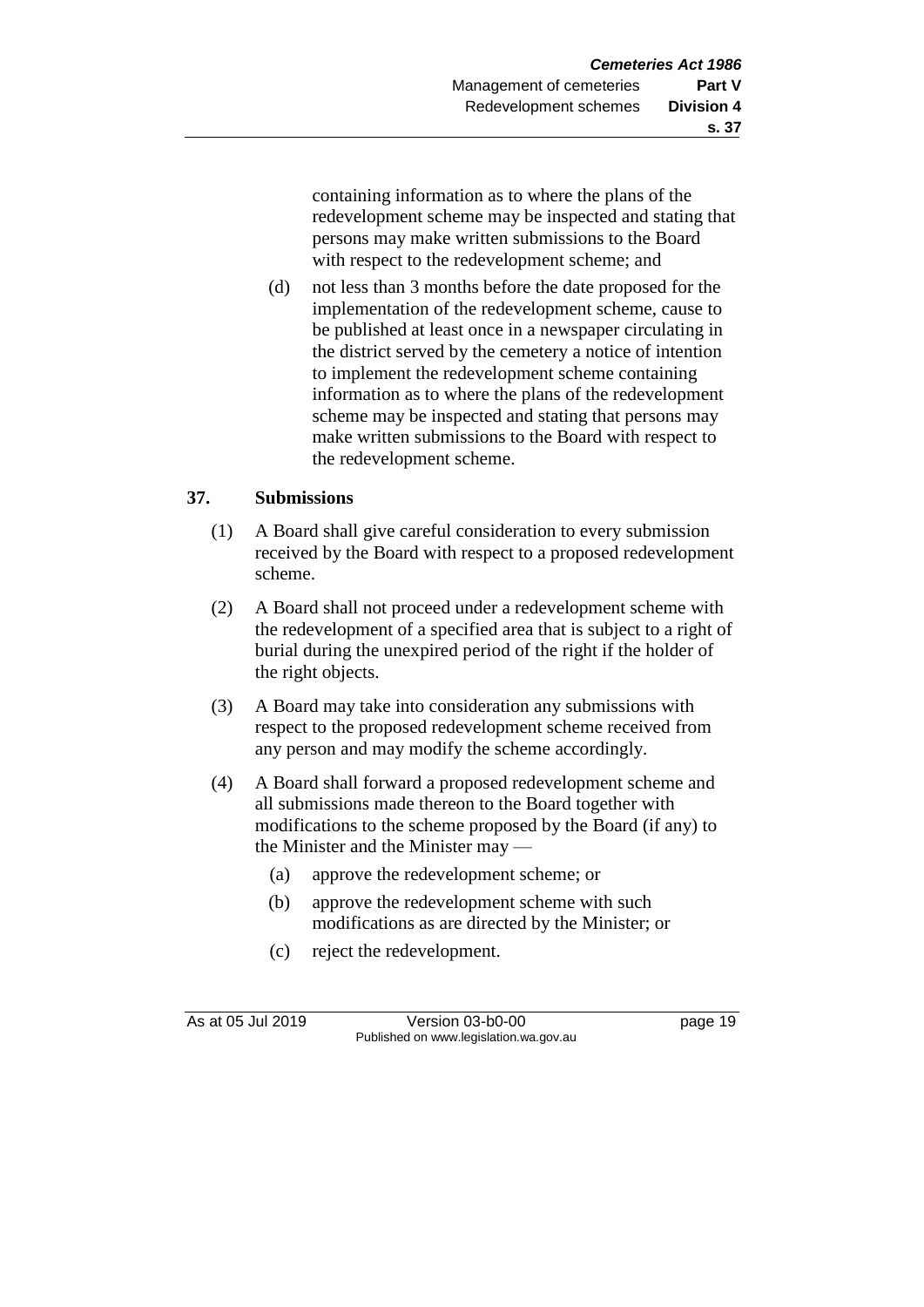containing information as to where the plans of the redevelopment scheme may be inspected and stating that persons may make written submissions to the Board with respect to the redevelopment scheme; and

(d) not less than 3 months before the date proposed for the implementation of the redevelopment scheme, cause to be published at least once in a newspaper circulating in the district served by the cemetery a notice of intention to implement the redevelopment scheme containing information as to where the plans of the redevelopment scheme may be inspected and stating that persons may make written submissions to the Board with respect to the redevelopment scheme.

## 37. Submissions

(1) A Board shall give careful consideration to every submission received by the Board with respect to a proposed redevelopment scheme.

(2) A Board shall not proceed under a redevelopment scheme with the redevelopment of a specified area that is subject to a right of burial during the unexpired period of the right if the holder of the right objects.

(3) A Board may take into consideration any submissions with respect to the proposed redevelopment scheme received from any person and may modify the scheme accordingly.

(4) A Board shall forward a proposed redevelopment scheme and all submissions made thereon to the Board together with modifications to the scheme proposed by the Board (if any) to the Minister and the Minister may —

(a) approve the redevelopment scheme; or

(b) approve the redevelopment scheme with such modifications as are directed by the Minister; or

(c) reject the redevelopment.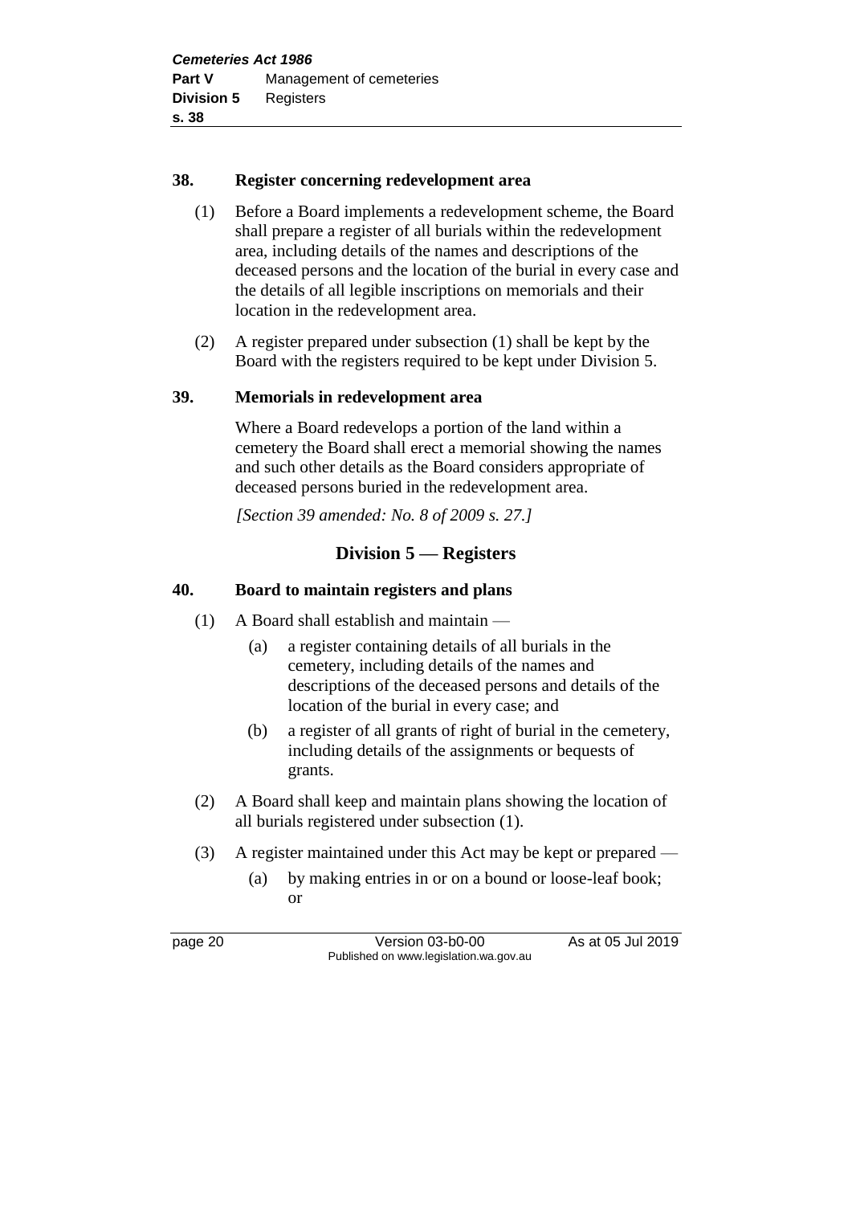### 38. Register concerning redevelopment area

(1) Before a Board implements a redevelopment scheme, the Board shall prepare a register of all burials within the redevelopment area, including details of the names and descriptions of the deceased persons and the location of the burial in every case and the details of all legible inscriptions on memorials and their location in the redevelopment area.

(2) A register prepared under subsection (1) shall be kept by the Board with the registers required to be kept under Division 5.

### 39. Memorials in redevelopment area

Where a Board redevelops a portion of the land within a cemetery the Board shall erect a memorial showing the names and such other details as the Board considers appropriate of deceased persons buried in the redevelopment area.

*[Section 39 amended: No. 8 of 2009 s. 27.]*

## Division 5 — Registers

### 40. Board to maintain registers and plans

(1) A Board shall establish and maintain —

(a) a register containing details of all burials in the cemetery, including details of the names and descriptions of the deceased persons and details of the location of the burial in every case; and

(b) a register of all grants of right of burial in the cemetery, including details of the assignments or bequests of grants.

(2) A Board shall keep and maintain plans showing the location of all burials registered under subsection (1).

(3) A register maintained under this Act may be kept or prepared —

(a) by making entries in or on a bound or loose-leaf book; or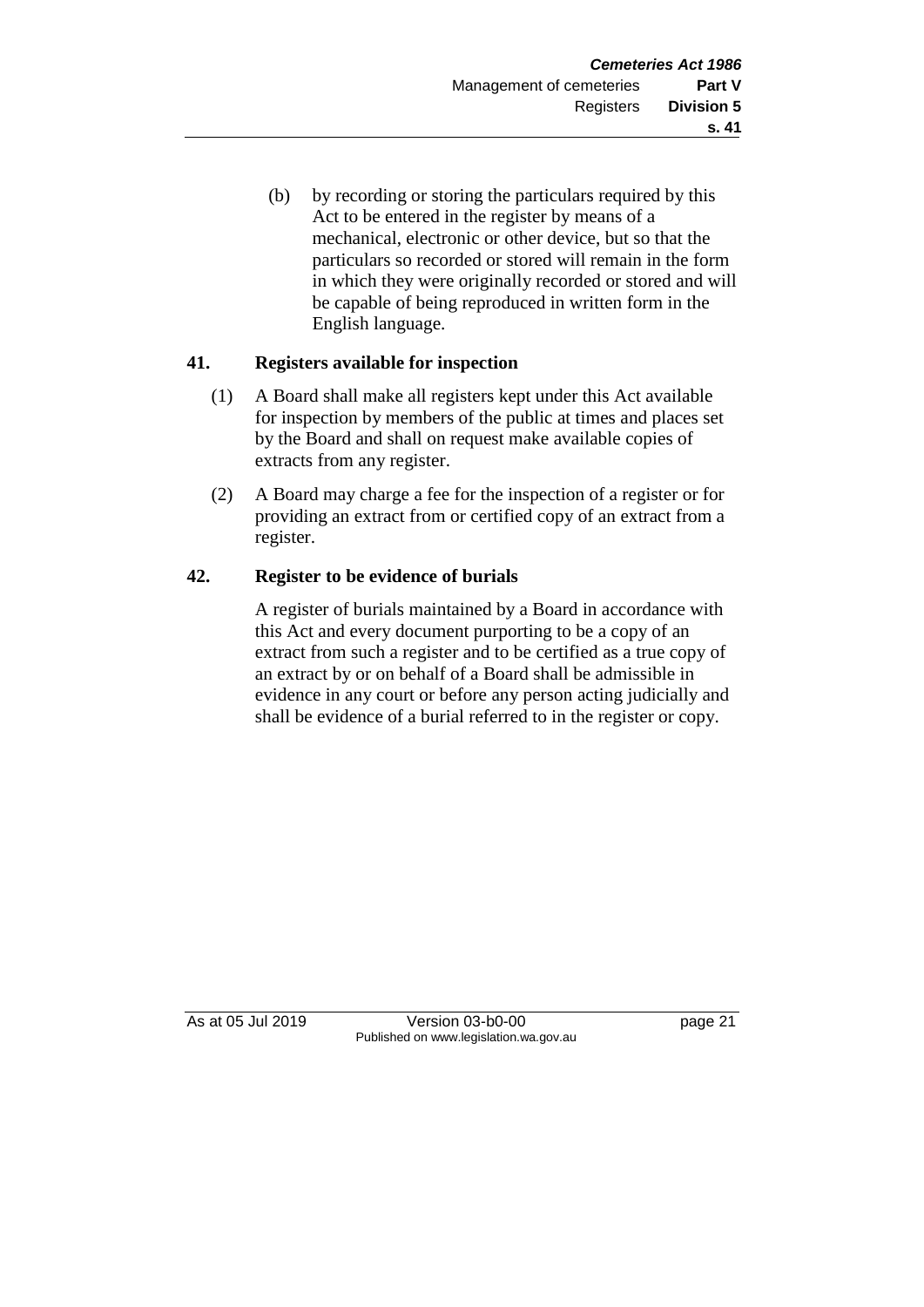(b) by recording or storing the particulars required by this Act to be entered in the register by means of a mechanical, electronic or other device, but so that the particulars so recorded or stored will remain in the form in which they were originally recorded or stored and will be capable of being reproduced in written form in the English language.

## 41. Registers available for inspection

(1) A Board shall make all registers kept under this Act available for inspection by members of the public at times and places set by the Board and shall on request make available copies of extracts from any register.

(2) A Board may charge a fee for the inspection of a register or for providing an extract from or certified copy of an extract from a register.

## 42. Register to be evidence of burials

A register of burials maintained by a Board in accordance with this Act and every document purporting to be a copy of an extract from such a register and to be certified as a true copy of an extract by or on behalf of a Board shall be admissible in evidence in any court or before any person acting judicially and shall be evidence of a burial referred to in the register or copy.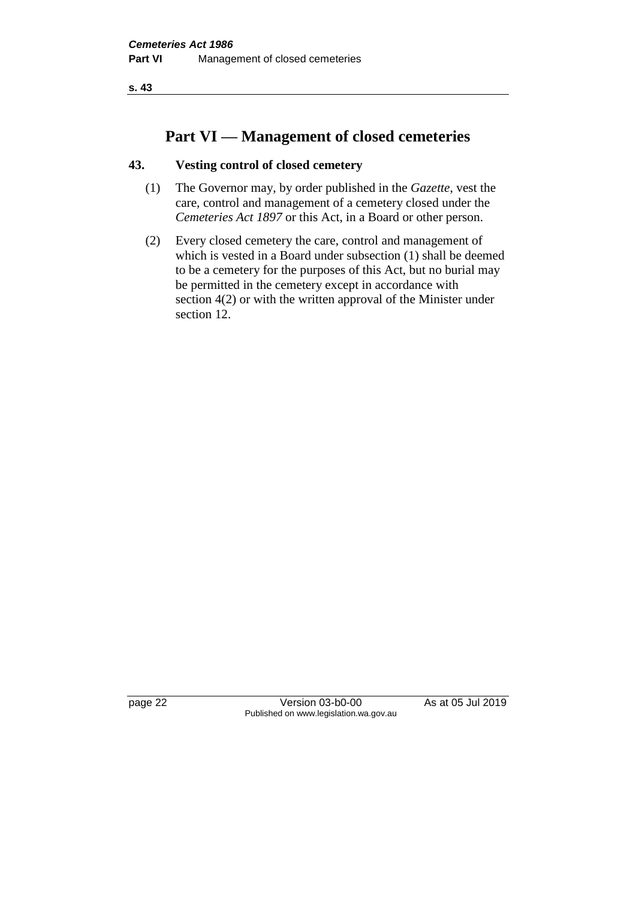# Part VI — Management of closed cemeteries

## 43. Vesting control of closed cemetery

(1) The Governor may, by order published in the *Gazette*, vest the care, control and management of a cemetery closed under the *Cemeteries Act 1897* or this Act, in a Board or other person.

(2) Every closed cemetery the care, control and management of which is vested in a Board under subsection (1) shall be deemed to be a cemetery for the purposes of this Act, but no burial may be permitted in the cemetery except in accordance with section 4(2) or with the written approval of the Minister under section 12.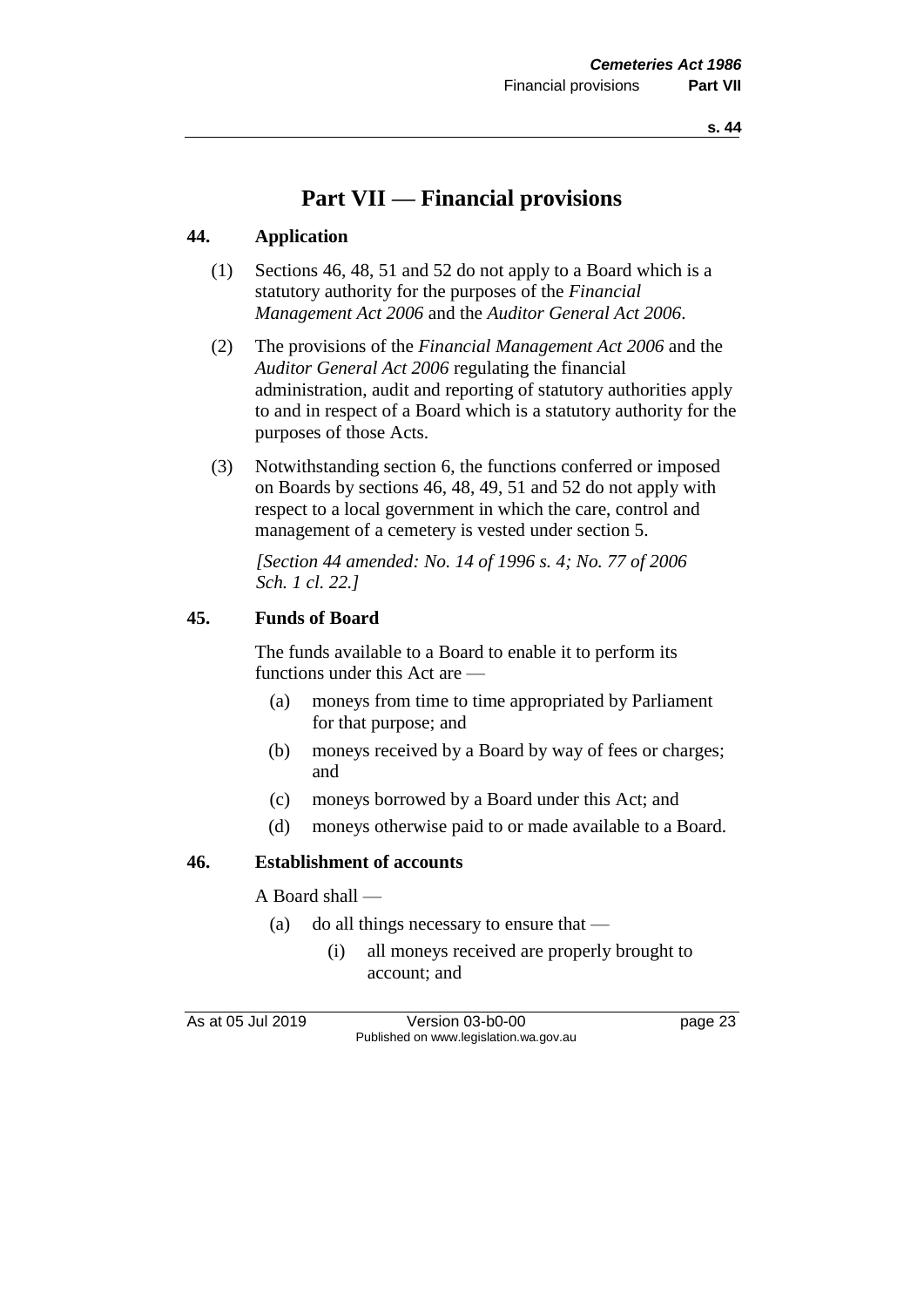# Part VII — Financial provisions

### 44. Application

(1) Sections 46, 48, 51 and 52 do not apply to a Board which is a statutory authority for the purposes of the *Financial Management Act 2006* and the *Auditor General Act 2006*.

(2) The provisions of the *Financial Management Act 2006* and the *Auditor General Act 2006* regulating the financial administration, audit and reporting of statutory authorities apply to and in respect of a Board which is a statutory authority for the purposes of those Acts.

(3) Notwithstanding section 6, the functions conferred or imposed on Boards by sections 46, 48, 49, 51 and 52 do not apply with respect to a local government in which the care, control and management of a cemetery is vested under section 5.

*[Section 44 amended: No. 14 of 1996 s. 4; No. 77 of 2006 Sch. 1 cl. 22.]*

### 45. Funds of Board

The funds available to a Board to enable it to perform its functions under this Act are —

(a) moneys from time to time appropriated by Parliament for that purpose; and

(b) moneys received by a Board by way of fees or charges; and

(c) moneys borrowed by a Board under this Act; and

(d) moneys otherwise paid to or made available to a Board.

### 46. Establishment of accounts

A Board shall —

(a) do all things necessary to ensure that —

(i) all moneys received are properly brought to account; and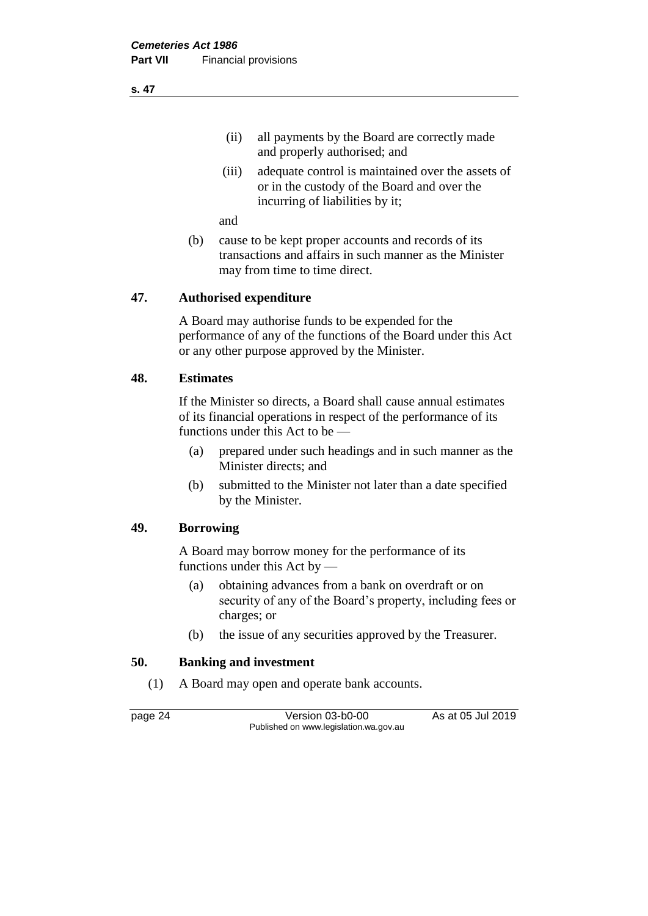(ii) all payments by the Board are correctly made and properly authorised; and

(iii) adequate control is maintained over the assets of or in the custody of the Board and over the incurring of liabilities by it;

and

(b) cause to be kept proper accounts and records of its transactions and affairs in such manner as the Minister may from time to time direct.

## 47. Authorised expenditure

A Board may authorise funds to be expended for the performance of any of the functions of the Board under this Act or any other purpose approved by the Minister.

## 48. Estimates

If the Minister so directs, a Board shall cause annual estimates of its financial operations in respect of the performance of its functions under this Act to be —

(a) prepared under such headings and in such manner as the Minister directs; and

(b) submitted to the Minister not later than a date specified by the Minister.

## 49. Borrowing

A Board may borrow money for the performance of its functions under this Act by —

(a) obtaining advances from a bank on overdraft or on security of any of the Board's property, including fees or charges; or

(b) the issue of any securities approved by the Treasurer.

## 50. Banking and investment

(1) A Board may open and operate bank accounts.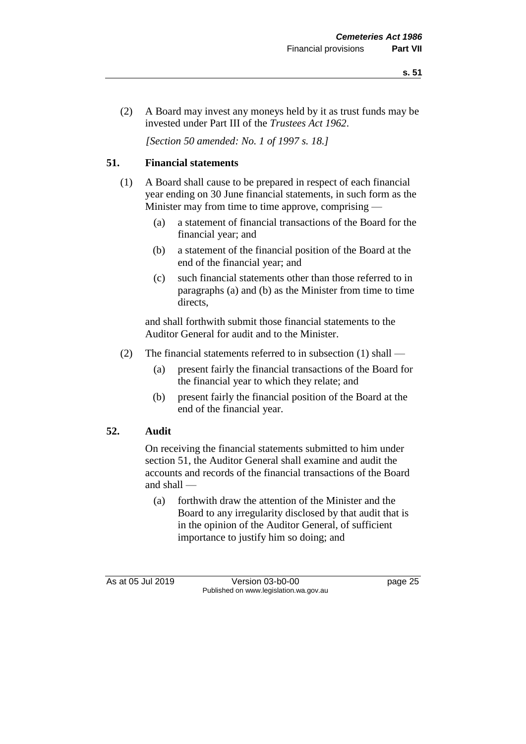(2) A Board may invest any moneys held by it as trust funds may be invested under Part III of the *Trustees Act 1962*.

*[Section 50 amended: No. 1 of 1997 s. 18.]*

## 51. Financial statements

(1) A Board shall cause to be prepared in respect of each financial year ending on 30 June financial statements, in such form as the Minister may from time to time approve, comprising —

- (a) a statement of financial transactions of the Board for the financial year; and
- (b) a statement of the financial position of the Board at the end of the financial year; and
- (c) such financial statements other than those referred to in paragraphs (a) and (b) as the Minister from time to time directs,

and shall forthwith submit those financial statements to the Auditor General for audit and to the Minister.

(2) The financial statements referred to in subsection (1) shall —

- (a) present fairly the financial transactions of the Board for the financial year to which they relate; and
- (b) present fairly the financial position of the Board at the end of the financial year.

## 52. Audit

On receiving the financial statements submitted to him under section 51, the Auditor General shall examine and audit the accounts and records of the financial transactions of the Board and shall —

- (a) forthwith draw the attention of the Minister and the Board to any irregularity disclosed by that audit that is in the opinion of the Auditor General, of sufficient importance to justify him so doing; and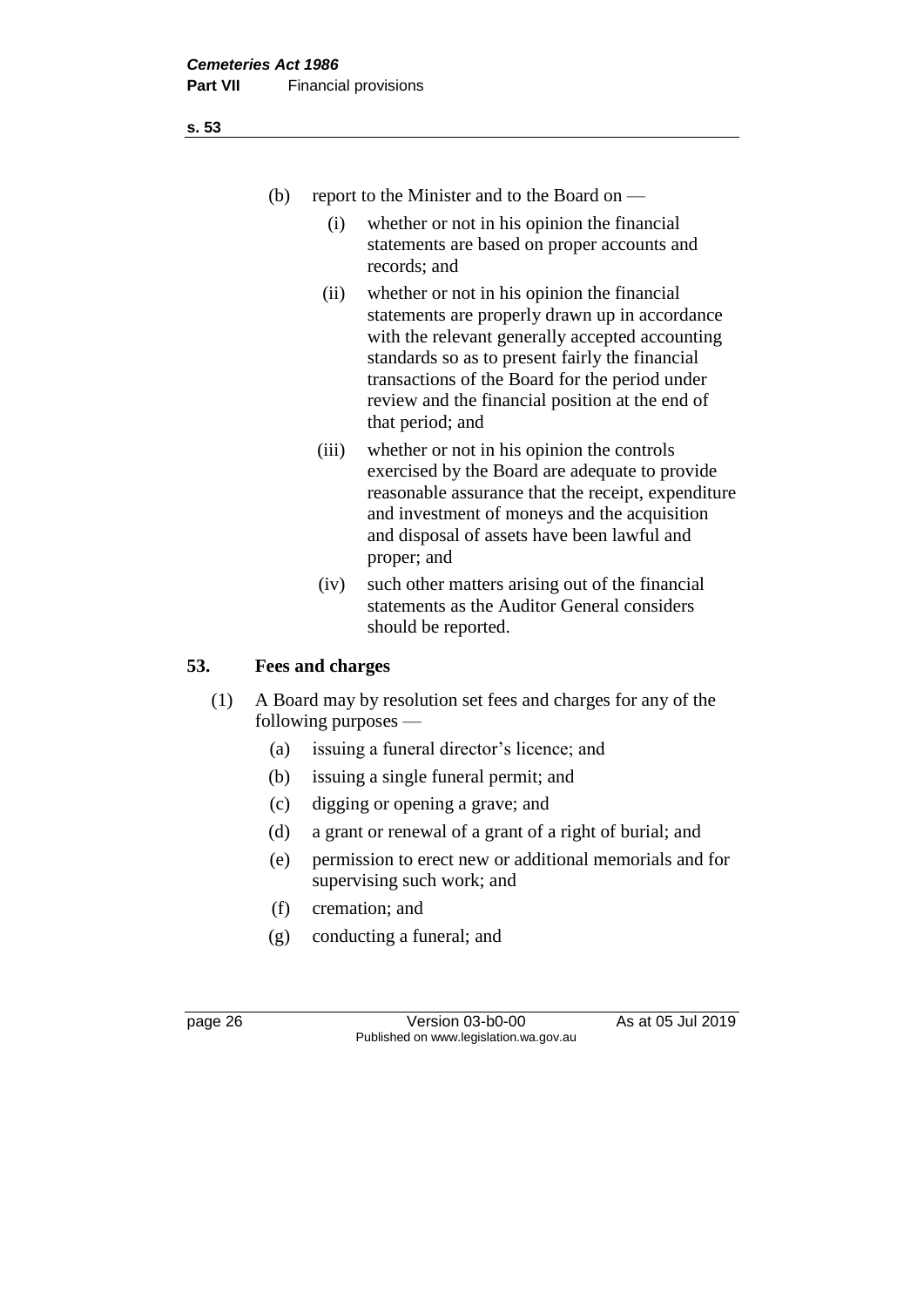(b) report to the Minister and to the Board on —

  (i) whether or not in his opinion the financial statements are based on proper accounts and records; and

  (ii) whether or not in his opinion the financial statements are properly drawn up in accordance with the relevant generally accepted accounting standards so as to present fairly the financial transactions of the Board for the period under review and the financial position at the end of that period; and

  (iii) whether or not in his opinion the controls exercised by the Board are adequate to provide reasonable assurance that the receipt, expenditure and investment of moneys and the acquisition and disposal of assets have been lawful and proper; and

  (iv) such other matters arising out of the financial statements as the Auditor General considers should be reported.

## 53. Fees and charges

(1) A Board may by resolution set fees and charges for any of the following purposes —

  (a) issuing a funeral director's licence; and

  (b) issuing a single funeral permit; and

  (c) digging or opening a grave; and

  (d) a grant or renewal of a grant of a right of burial; and

  (e) permission to erect new or additional memorials and for supervising such work; and

  (f) cremation; and

  (g) conducting a funeral; and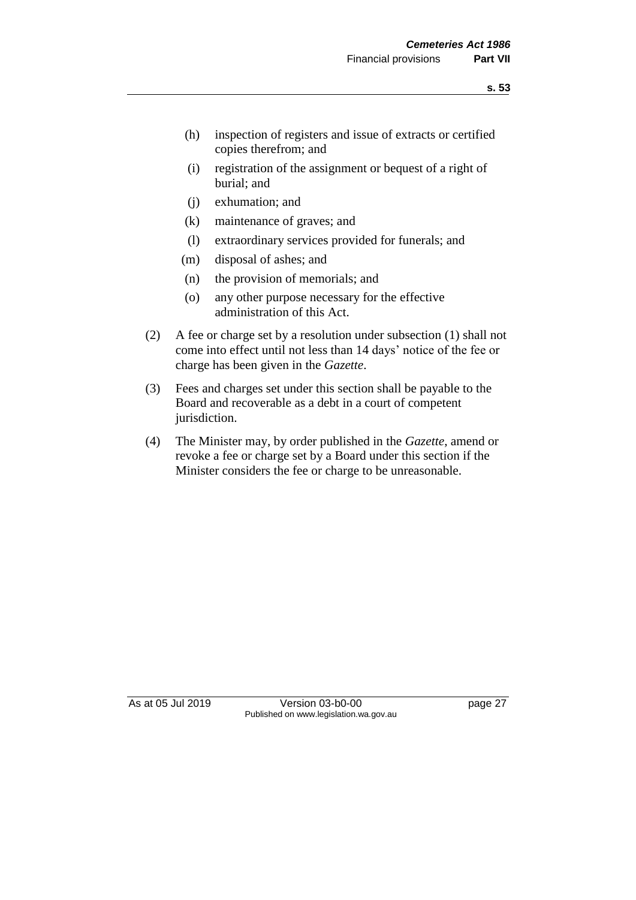(h) inspection of registers and issue of extracts or certified copies therefrom; and

(i) registration of the assignment or bequest of a right of burial; and

(j) exhumation; and

(k) maintenance of graves; and

(l) extraordinary services provided for funerals; and

(m) disposal of ashes; and

(n) the provision of memorials; and

(o) any other purpose necessary for the effective administration of this Act.

(2) A fee or charge set by a resolution under subsection (1) shall not come into effect until not less than 14 days' notice of the fee or charge has been given in the *Gazette*.

(3) Fees and charges set under this section shall be payable to the Board and recoverable as a debt in a court of competent jurisdiction.

(4) The Minister may, by order published in the *Gazette*, amend or revoke a fee or charge set by a Board under this section if the Minister considers the fee or charge to be unreasonable.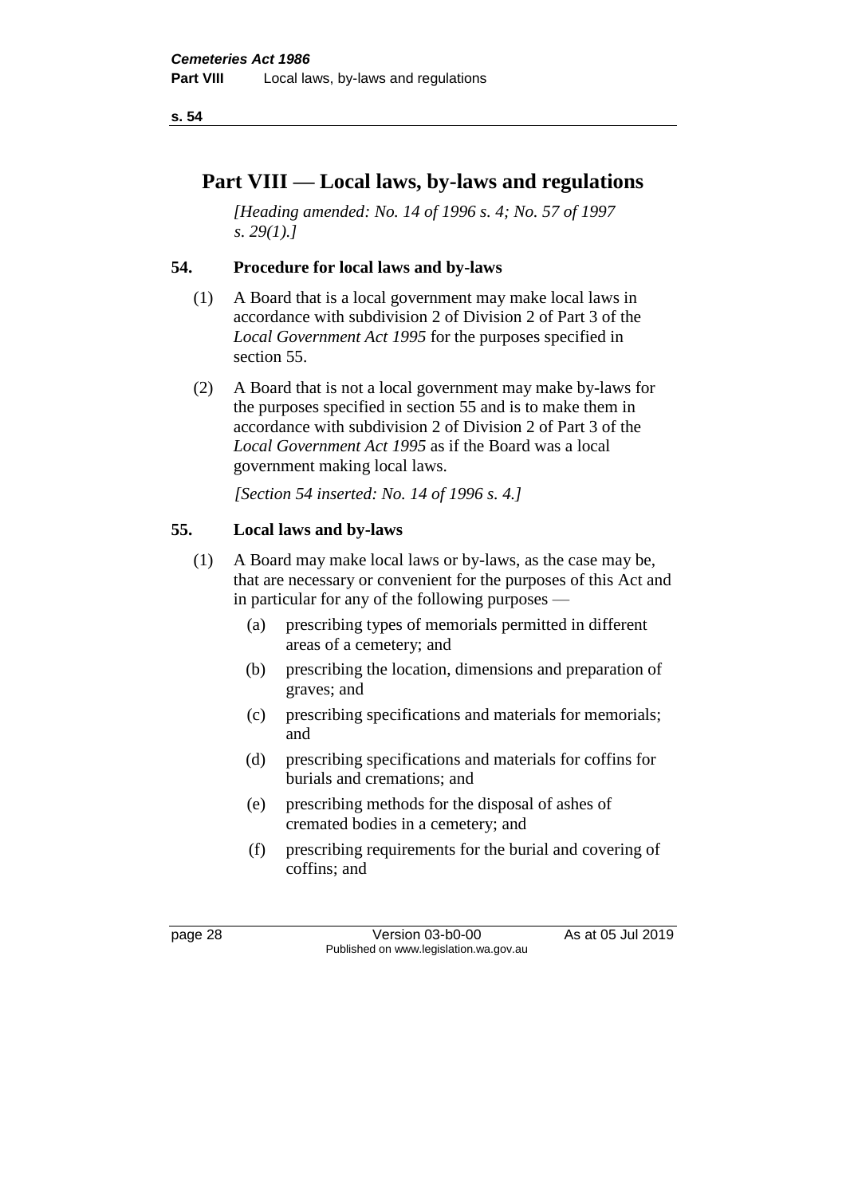# Part VIII — Local laws, by-laws and regulations

*[Heading amended: No. 14 of 1996 s. 4; No. 57 of 1997 s. 29(1).]*

## 54. Procedure for local laws and by-laws

(1) A Board that is a local government may make local laws in accordance with subdivision 2 of Division 2 of Part 3 of the *Local Government Act 1995* for the purposes specified in section 55.

(2) A Board that is not a local government may make by-laws for the purposes specified in section 55 and is to make them in accordance with subdivision 2 of Division 2 of Part 3 of the *Local Government Act 1995* as if the Board was a local government making local laws.

*[Section 54 inserted: No. 14 of 1996 s. 4.]*

## 55. Local laws and by-laws

(1) A Board may make local laws or by-laws, as the case may be, that are necessary or convenient for the purposes of this Act and in particular for any of the following purposes —

- (a) prescribing types of memorials permitted in different areas of a cemetery; and
- (b) prescribing the location, dimensions and preparation of graves; and
- (c) prescribing specifications and materials for memorials; and
- (d) prescribing specifications and materials for coffins for burials and cremations; and
- (e) prescribing methods for the disposal of ashes of cremated bodies in a cemetery; and
- (f) prescribing requirements for the burial and covering of coffins; and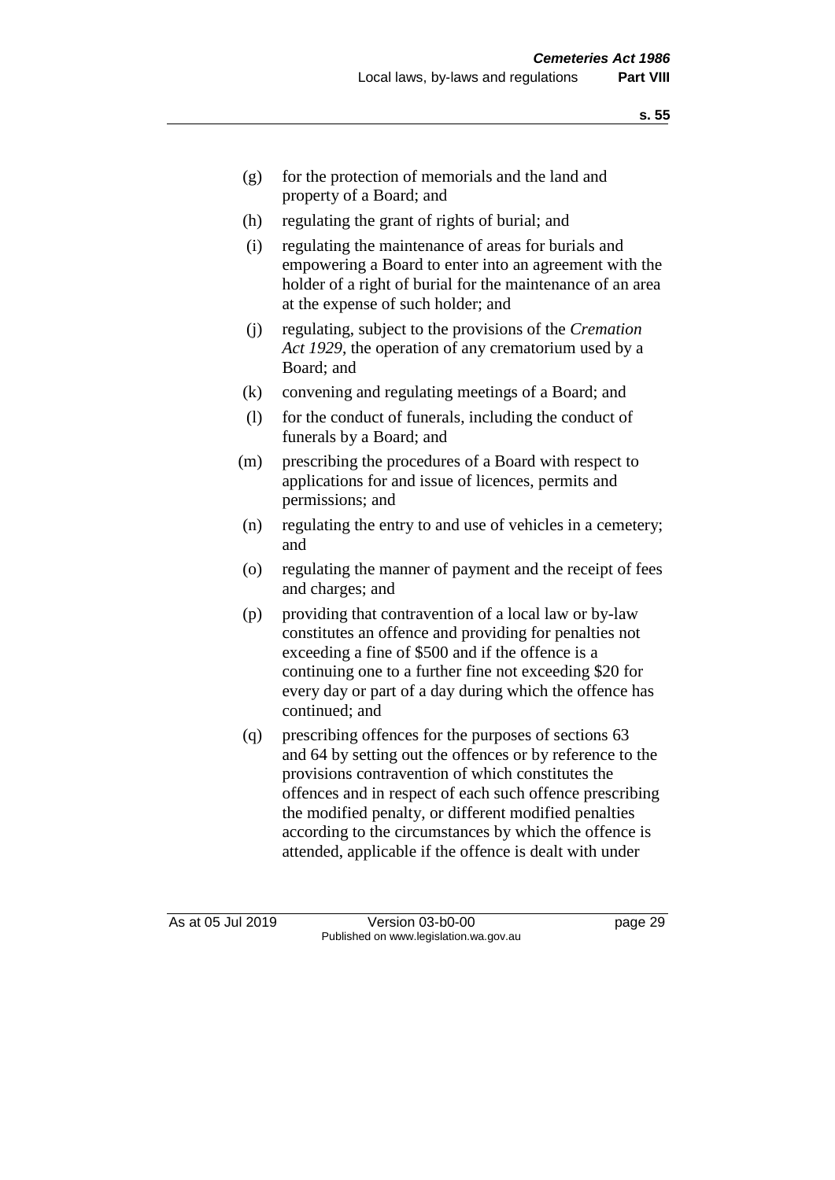(g) for the protection of memorials and the land and property of a Board; and

(h) regulating the grant of rights of burial; and

(i) regulating the maintenance of areas for burials and empowering a Board to enter into an agreement with the holder of a right of burial for the maintenance of an area at the expense of such holder; and

(j) regulating, subject to the provisions of the *Cremation Act 1929*, the operation of any crematorium used by a Board; and

(k) convening and regulating meetings of a Board; and

(l) for the conduct of funerals, including the conduct of funerals by a Board; and

(m) prescribing the procedures of a Board with respect to applications for and issue of licences, permits and permissions; and

(n) regulating the entry to and use of vehicles in a cemetery; and

(o) regulating the manner of payment and the receipt of fees and charges; and

(p) providing that contravention of a local law or by-law constitutes an offence and providing for penalties not exceeding a fine of $500 and if the offence is a continuing one to a further fine not exceeding $20 for every day or part of a day during which the offence has continued; and

(q) prescribing offences for the purposes of sections 63 and 64 by setting out the offences or by reference to the provisions contravention of which constitutes the offences and in respect of each such offence prescribing the modified penalty, or different modified penalties according to the circumstances by which the offence is attended, applicable if the offence is dealt with under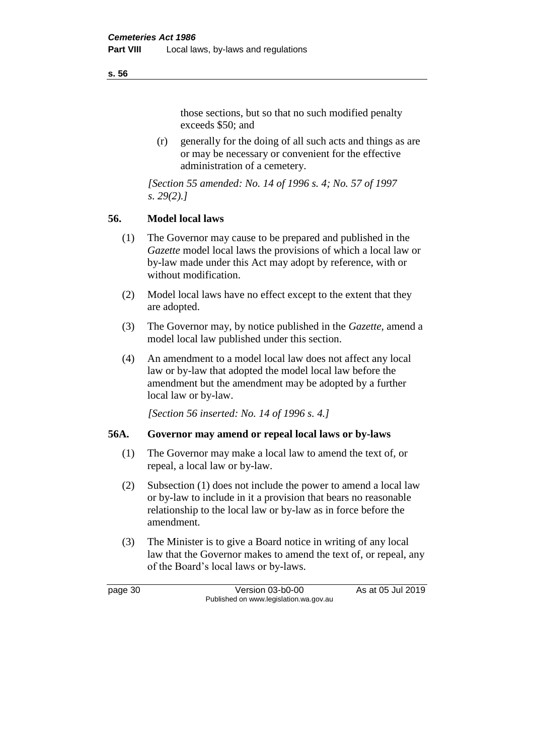those sections, but so that no such modified penalty exceeds $50; and

(r) generally for the doing of all such acts and things as are or may be necessary or convenient for the effective administration of a cemetery.

*[Section 55 amended: No. 14 of 1996 s. 4; No. 57 of 1997 s. 29(2).]*

### 56. Model local laws

(1) The Governor may cause to be prepared and published in the *Gazette* model local laws the provisions of which a local law or by-law made under this Act may adopt by reference, with or without modification.

(2) Model local laws have no effect except to the extent that they are adopted.

(3) The Governor may, by notice published in the *Gazette*, amend a model local law published under this section.

(4) An amendment to a model local law does not affect any local law or by-law that adopted the model local law before the amendment but the amendment may be adopted by a further local law or by-law.

*[Section 56 inserted: No. 14 of 1996 s. 4.]*

### 56A. Governor may amend or repeal local laws or by-laws

(1) The Governor may make a local law to amend the text of, or repeal, a local law or by-law.

(2) Subsection (1) does not include the power to amend a local law or by-law to include in it a provision that bears no reasonable relationship to the local law or by-law as in force before the amendment.

(3) The Minister is to give a Board notice in writing of any local law that the Governor makes to amend the text of, or repeal, any of the Board's local laws or by-laws.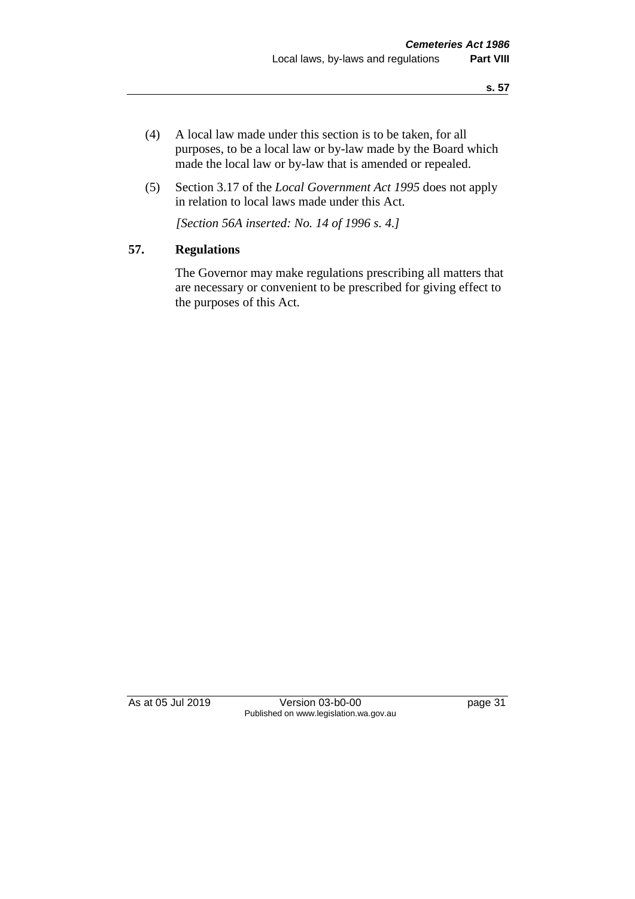(4) A local law made under this section is to be taken, for all purposes, to be a local law or by-law made by the Board which made the local law or by-law that is amended or repealed.

(5) Section 3.17 of the *Local Government Act 1995* does not apply in relation to local laws made under this Act.

*[Section 56A inserted: No. 14 of 1996 s. 4.]*

## 57. Regulations

The Governor may make regulations prescribing all matters that are necessary or convenient to be prescribed for giving effect to the purposes of this Act.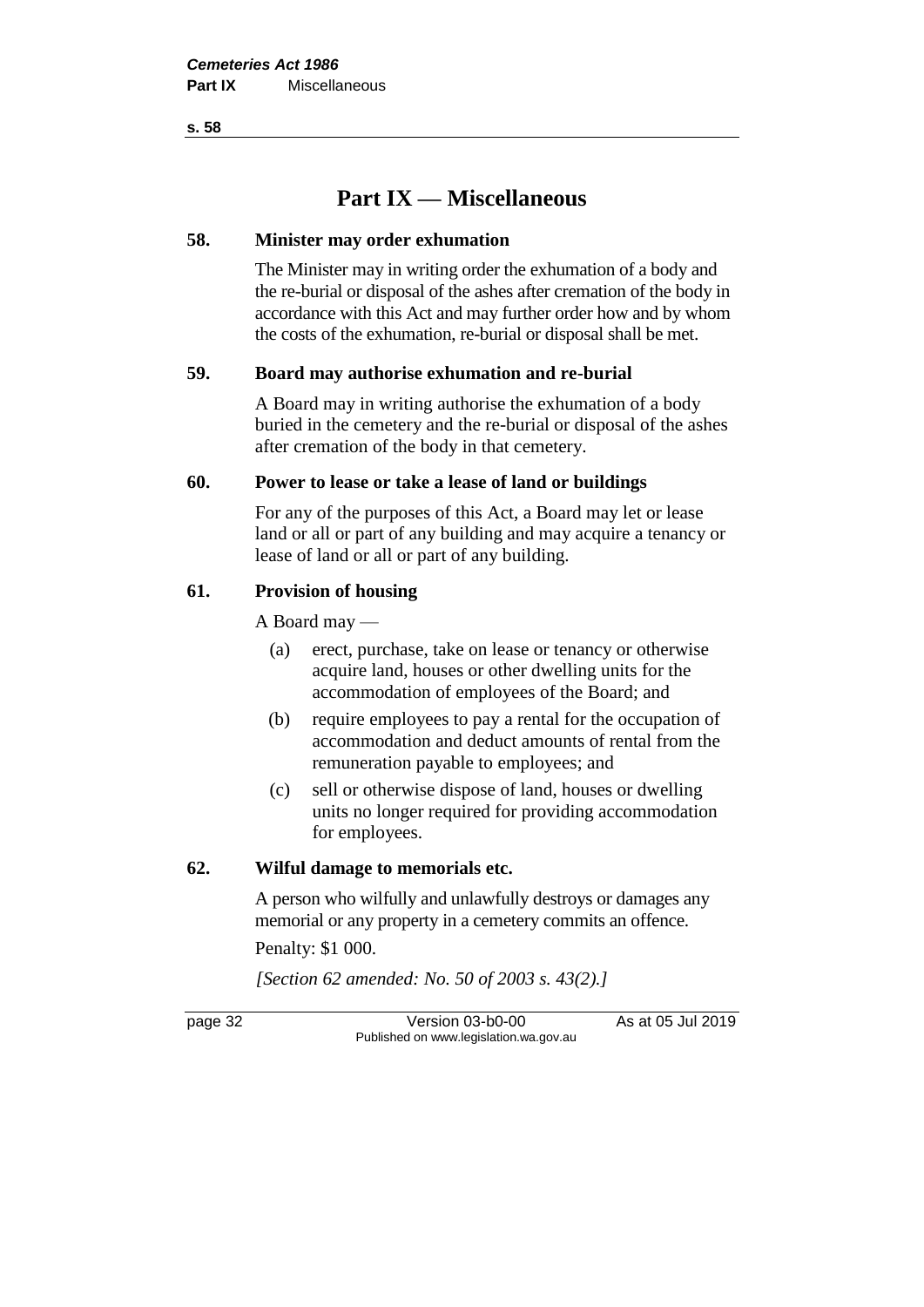# Part IX — Miscellaneous

## 58. Minister may order exhumation

The Minister may in writing order the exhumation of a body and the re-burial or disposal of the ashes after cremation of the body in accordance with this Act and may further order how and by whom the costs of the exhumation, re-burial or disposal shall be met.

## 59. Board may authorise exhumation and re-burial

A Board may in writing authorise the exhumation of a body buried in the cemetery and the re-burial or disposal of the ashes after cremation of the body in that cemetery.

## 60. Power to lease or take a lease of land or buildings

For any of the purposes of this Act, a Board may let or lease land or all or part of any building and may acquire a tenancy or lease of land or all or part of any building.

## 61. Provision of housing

A Board may —

- (a) erect, purchase, take on lease or tenancy or otherwise acquire land, houses or other dwelling units for the accommodation of employees of the Board; and
- (b) require employees to pay a rental for the occupation of accommodation and deduct amounts of rental from the remuneration payable to employees; and
- (c) sell or otherwise dispose of land, houses or dwelling units no longer required for providing accommodation for employees.

## 62. Wilful damage to memorials etc.

A person who wilfully and unlawfully destroys or damages any memorial or any property in a cemetery commits an offence.

Penalty: $1 000.

*[Section 62 amended: No. 50 of 2003 s. 43(2).]*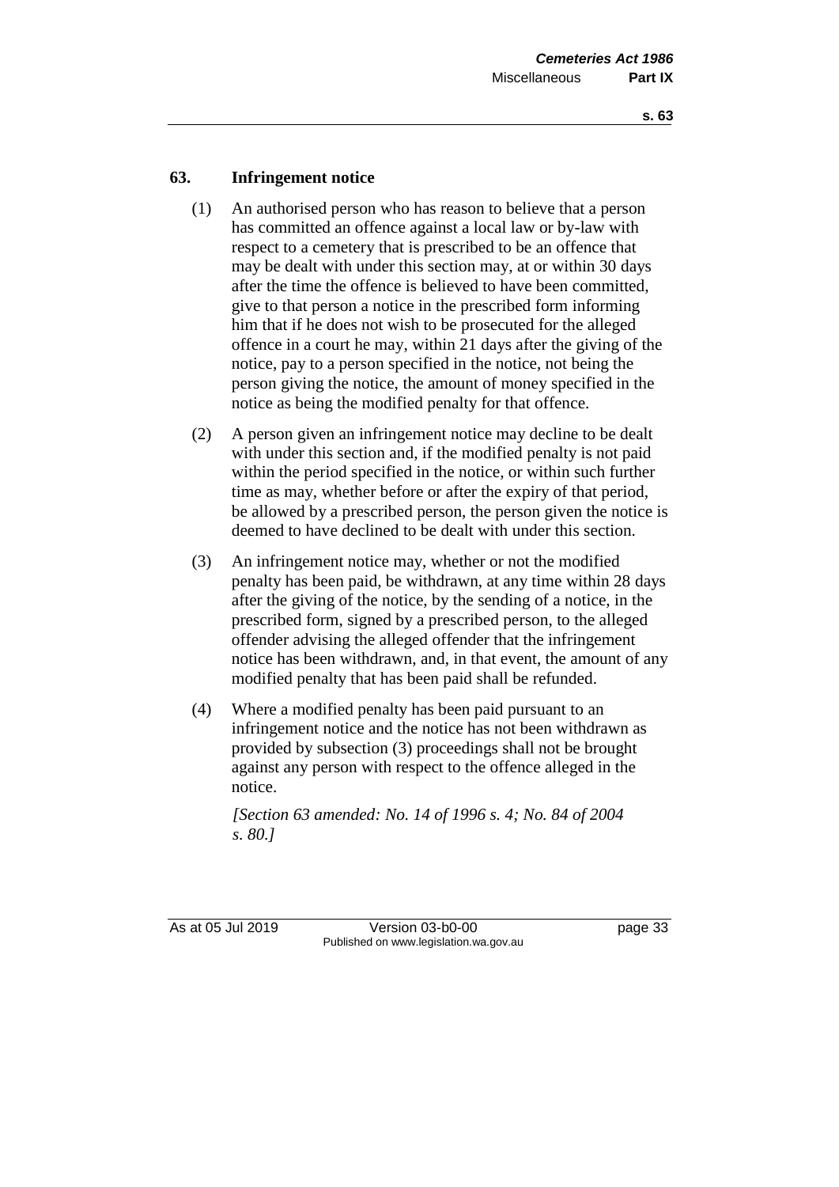## 63. Infringement notice

(1) An authorised person who has reason to believe that a person has committed an offence against a local law or by-law with respect to a cemetery that is prescribed to be an offence that may be dealt with under this section may, at or within 30 days after the time the offence is believed to have been committed, give to that person a notice in the prescribed form informing him that if he does not wish to be prosecuted for the alleged offence in a court he may, within 21 days after the giving of the notice, pay to a person specified in the notice, not being the person giving the notice, the amount of money specified in the notice as being the modified penalty for that offence.

(2) A person given an infringement notice may decline to be dealt with under this section and, if the modified penalty is not paid within the period specified in the notice, or within such further time as may, whether before or after the expiry of that period, be allowed by a prescribed person, the person given the notice is deemed to have declined to be dealt with under this section.

(3) An infringement notice may, whether or not the modified penalty has been paid, be withdrawn, at any time within 28 days after the giving of the notice, by the sending of a notice, in the prescribed form, signed by a prescribed person, to the alleged offender advising the alleged offender that the infringement notice has been withdrawn, and, in that event, the amount of any modified penalty that has been paid shall be refunded.

(4) Where a modified penalty has been paid pursuant to an infringement notice and the notice has not been withdrawn as provided by subsection (3) proceedings shall not be brought against any person with respect to the offence alleged in the notice.

*[Section 63 amended: No. 14 of 1996 s. 4; No. 84 of 2004 s. 80.]*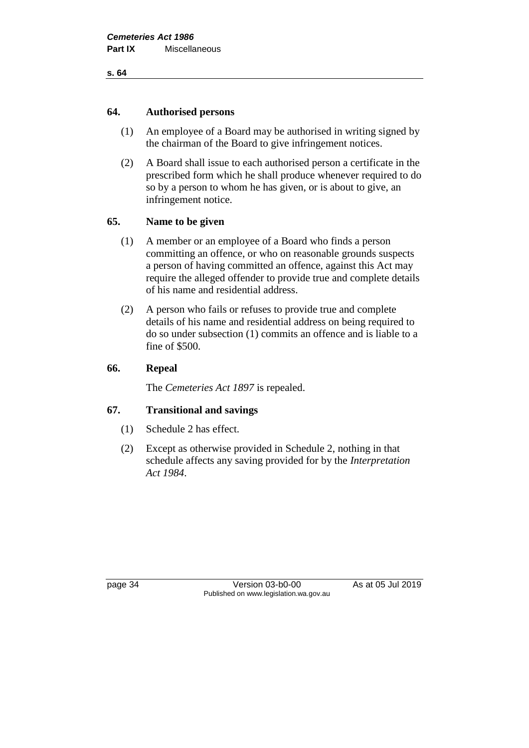## 64. Authorised persons

(1) An employee of a Board may be authorised in writing signed by the chairman of the Board to give infringement notices.

(2) A Board shall issue to each authorised person a certificate in the prescribed form which he shall produce whenever required to do so by a person to whom he has given, or is about to give, an infringement notice.

## 65. Name to be given

(1) A member or an employee of a Board who finds a person committing an offence, or who on reasonable grounds suspects a person of having committed an offence, against this Act may require the alleged offender to provide true and complete details of his name and residential address.

(2) A person who fails or refuses to provide true and complete details of his name and residential address on being required to do so under subsection (1) commits an offence and is liable to a fine of $500.

## 66. Repeal

The *Cemeteries Act 1897* is repealed.

## 67. Transitional and savings

(1) Schedule 2 has effect.

(2) Except as otherwise provided in Schedule 2, nothing in that schedule affects any saving provided for by the *Interpretation Act 1984*.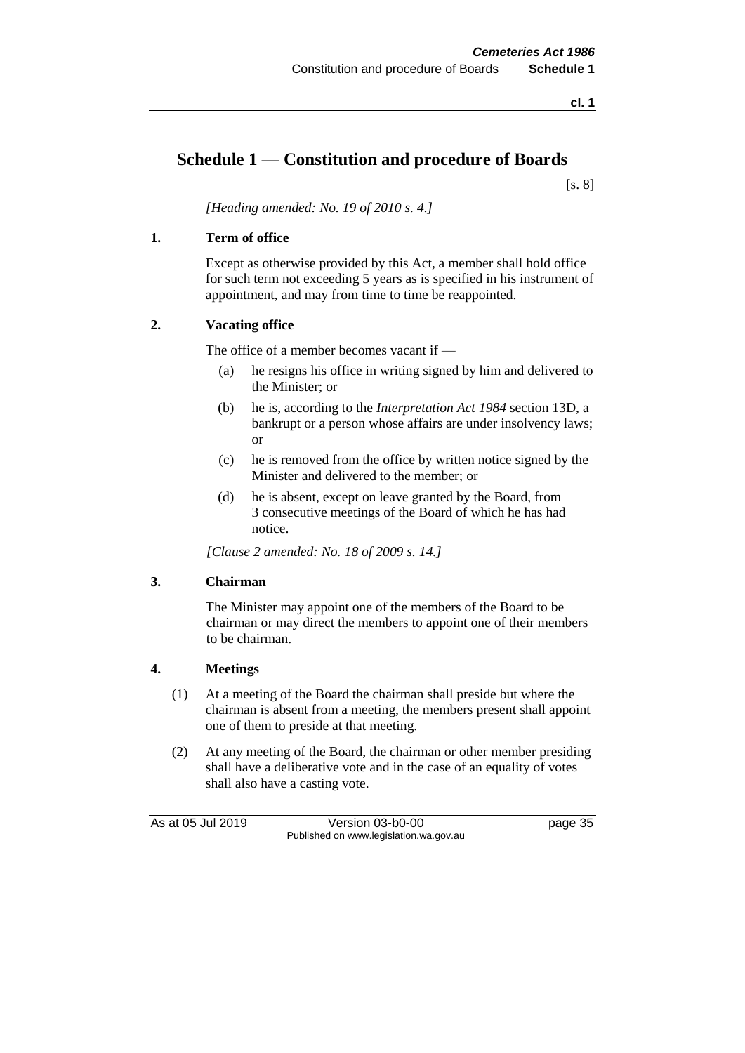# Schedule 1 — Constitution and procedure of Boards

[s. 8]

*[Heading amended: No. 19 of 2010 s. 4.]*

### 1. Term of office

Except as otherwise provided by this Act, a member shall hold office for such term not exceeding 5 years as is specified in his instrument of appointment, and may from time to time be reappointed.

### 2. Vacating office

The office of a member becomes vacant if —

- (a) he resigns his office in writing signed by him and delivered to the Minister; or
- (b) he is, according to the *Interpretation Act 1984* section 13D, a bankrupt or a person whose affairs are under insolvency laws; or
- (c) he is removed from the office by written notice signed by the Minister and delivered to the member; or
- (d) he is absent, except on leave granted by the Board, from 3 consecutive meetings of the Board of which he has had notice.

*[Clause 2 amended: No. 18 of 2009 s. 14.]*

### 3. Chairman

The Minister may appoint one of the members of the Board to be chairman or may direct the members to appoint one of their members to be chairman.

### 4. Meetings

(1) At a meeting of the Board the chairman shall preside but where the chairman is absent from a meeting, the members present shall appoint one of them to preside at that meeting.

(2) At any meeting of the Board, the chairman or other member presiding shall have a deliberative vote and in the case of an equality of votes shall also have a casting vote.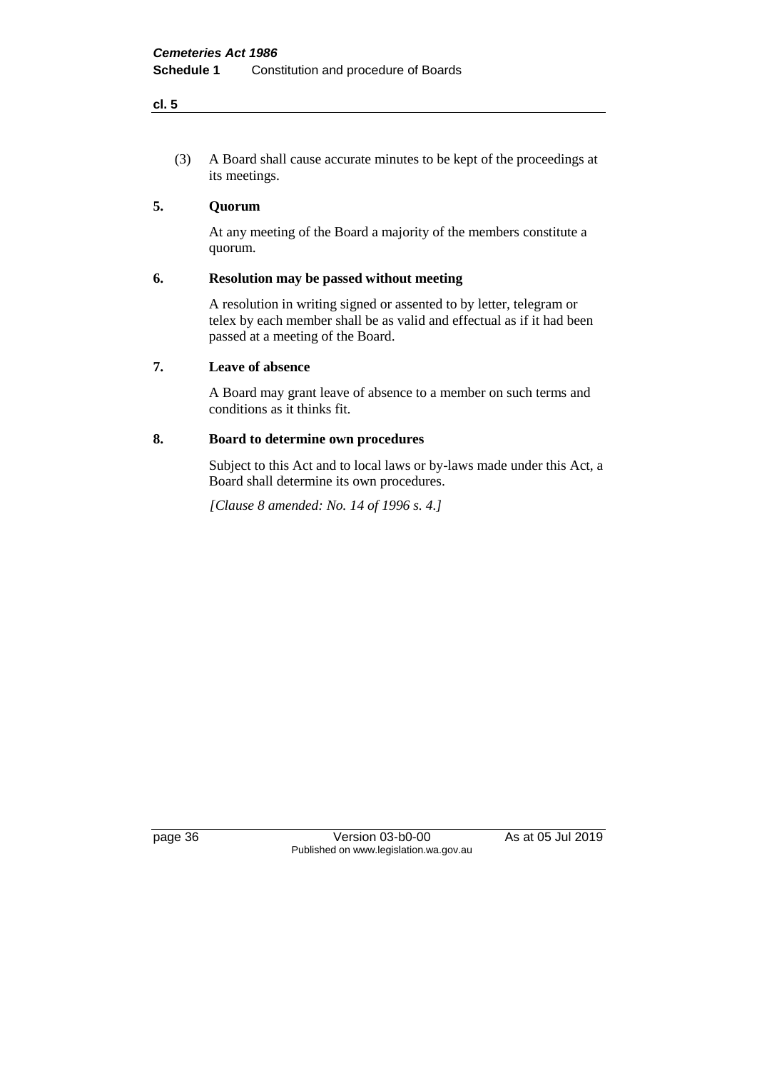(3) A Board shall cause accurate minutes to be kept of the proceedings at its meetings.

### 5. Quorum

At any meeting of the Board a majority of the members constitute a quorum.

### 6. Resolution may be passed without meeting

A resolution in writing signed or assented to by letter, telegram or telex by each member shall be as valid and effectual as if it had been passed at a meeting of the Board.

### 7. Leave of absence

A Board may grant leave of absence to a member on such terms and conditions as it thinks fit.

### 8. Board to determine own procedures

Subject to this Act and to local laws or by-laws made under this Act, a Board shall determine its own procedures.

*[Clause 8 amended: No. 14 of 1996 s. 4.]*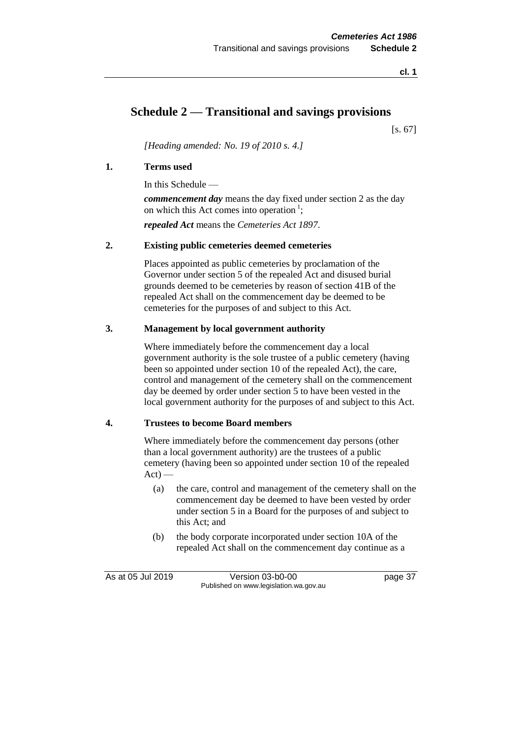# Schedule 2 — Transitional and savings provisions

[s. 67]

*[Heading amended: No. 19 of 2010 s. 4.]*

## 1. Terms used

In this Schedule —

***commencement day*** means the day fixed under section 2 as the day on which this Act comes into operation [1];

***repealed Act*** means the *Cemeteries Act 1897*.

## 2. Existing public cemeteries deemed cemeteries

Places appointed as public cemeteries by proclamation of the Governor under section 5 of the repealed Act and disused burial grounds deemed to be cemeteries by reason of section 41B of the repealed Act shall on the commencement day be deemed to be cemeteries for the purposes of and subject to this Act.

## 3. Management by local government authority

Where immediately before the commencement day a local government authority is the sole trustee of a public cemetery (having been so appointed under section 10 of the repealed Act), the care, control and management of the cemetery shall on the commencement day be deemed by order under section 5 to have been vested in the local government authority for the purposes of and subject to this Act.

## 4. Trustees to become Board members

Where immediately before the commencement day persons (other than a local government authority) are the trustees of a public cemetery (having been so appointed under section 10 of the repealed Act) —

(a) the care, control and management of the cemetery shall on the commencement day be deemed to have been vested by order under section 5 in a Board for the purposes of and subject to this Act; and

(b) the body corporate incorporated under section 10A of the repealed Act shall on the commencement day continue as a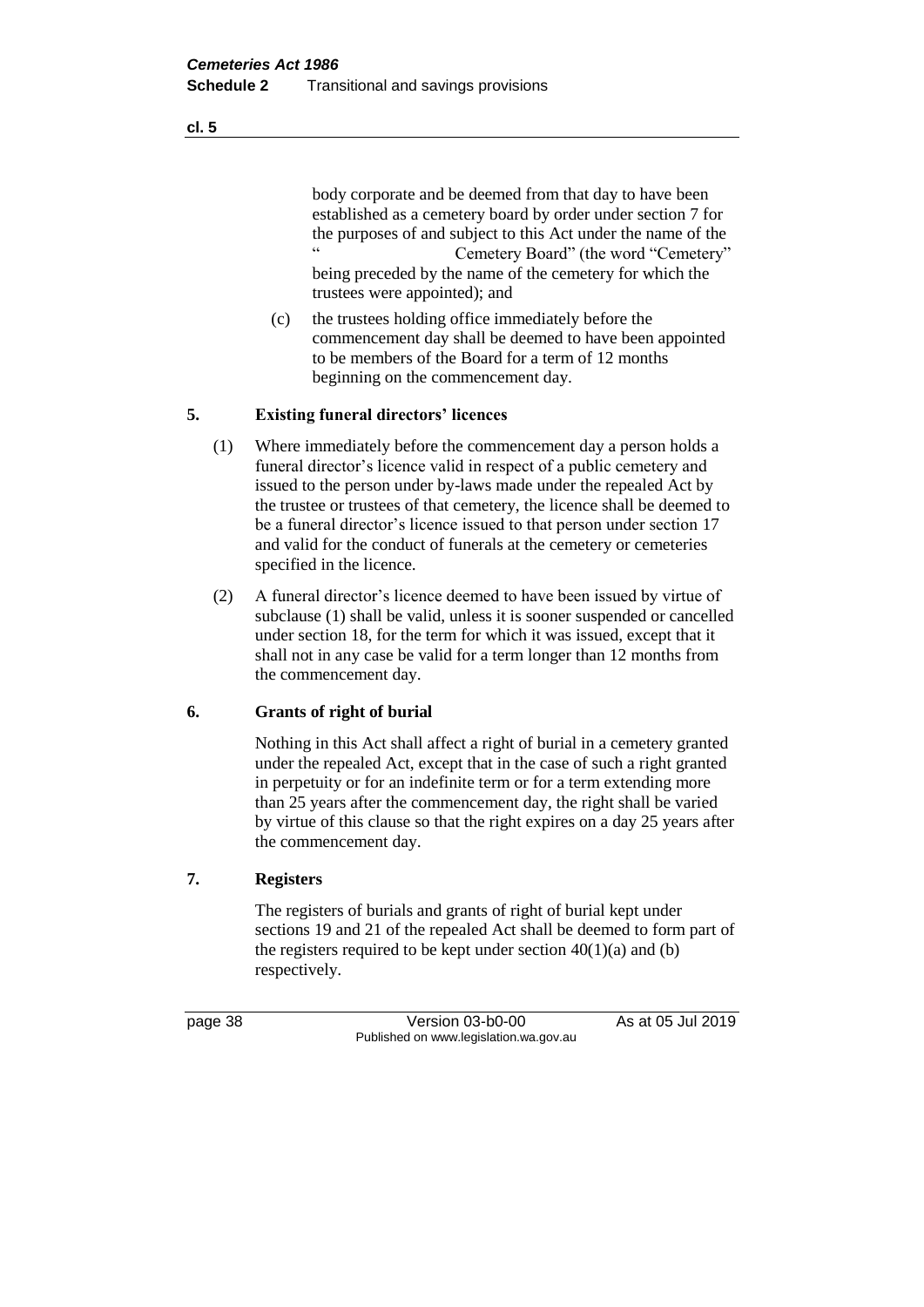body corporate and be deemed from that day to have been established as a cemetery board by order under section 7 for the purposes of and subject to this Act under the name of the "                    Cemetery Board" (the word "Cemetery" being preceded by the name of the cemetery for which the trustees were appointed); and

(c) the trustees holding office immediately before the commencement day shall be deemed to have been appointed to be members of the Board for a term of 12 months beginning on the commencement day.

## 5. Existing funeral directors' licences

(1) Where immediately before the commencement day a person holds a funeral director's licence valid in respect of a public cemetery and issued to the person under by-laws made under the repealed Act by the trustee or trustees of that cemetery, the licence shall be deemed to be a funeral director's licence issued to that person under section 17 and valid for the conduct of funerals at the cemetery or cemeteries specified in the licence.

(2) A funeral director's licence deemed to have been issued by virtue of subclause (1) shall be valid, unless it is sooner suspended or cancelled under section 18, for the term for which it was issued, except that it shall not in any case be valid for a term longer than 12 months from the commencement day.

## 6. Grants of right of burial

Nothing in this Act shall affect a right of burial in a cemetery granted under the repealed Act, except that in the case of such a right granted in perpetuity or for an indefinite term or for a term extending more than 25 years after the commencement day, the right shall be varied by virtue of this clause so that the right expires on a day 25 years after the commencement day.

## 7. Registers

The registers of burials and grants of right of burial kept under sections 19 and 21 of the repealed Act shall be deemed to form part of the registers required to be kept under section 40(1)(a) and (b) respectively.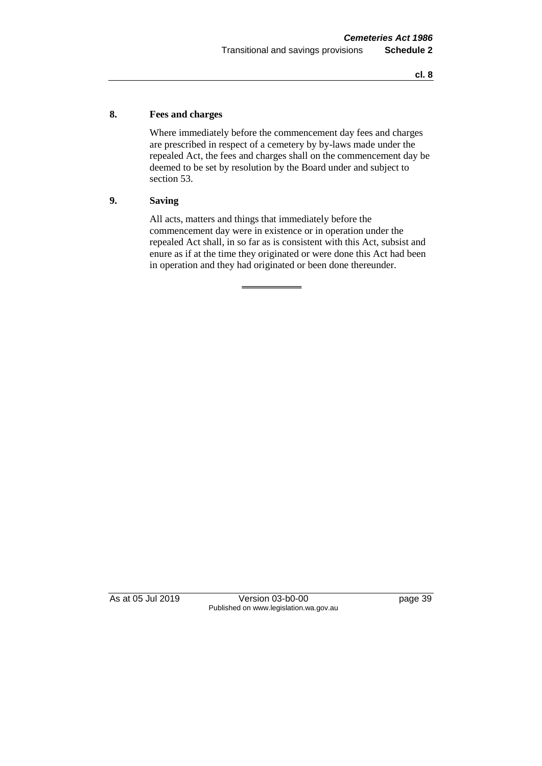### 8. Fees and charges

Where immediately before the commencement day fees and charges are prescribed in respect of a cemetery by by-laws made under the repealed Act, the fees and charges shall on the commencement day be deemed to be set by resolution by the Board under and subject to section 53.

### 9. Saving

All acts, matters and things that immediately before the commencement day were in existence or in operation under the repealed Act shall, in so far as is consistent with this Act, subsist and enure as if at the time they originated or were done this Act had been in operation and they had originated or been done thereunder.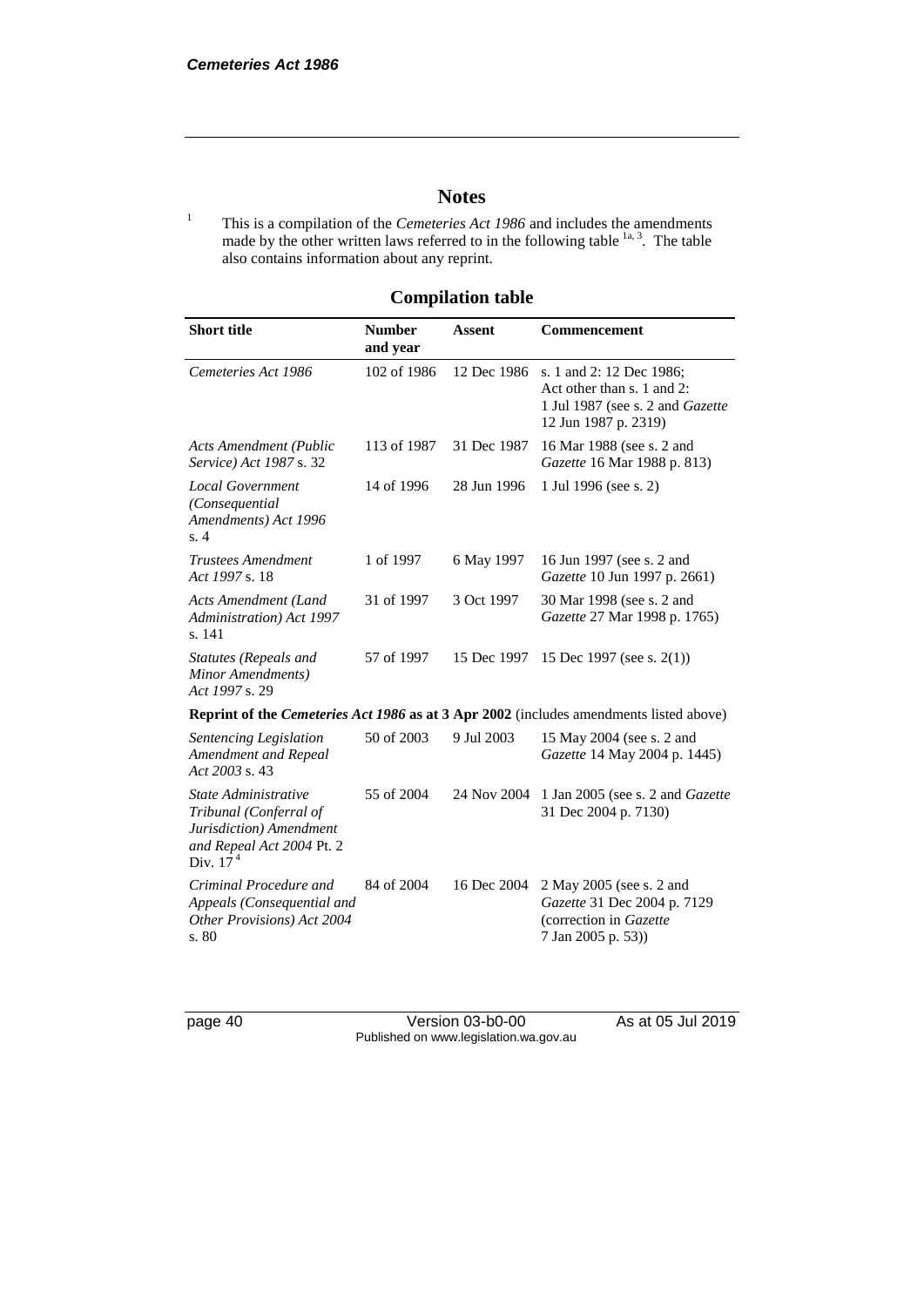## Notes

[1] This is a compilation of the *Cemeteries Act 1986* and includes the amendments made by the other written laws referred to in the following table [1a, 3]. The table also contains information about any reprint.

### Compilation table

| Short title | Number and year | Assent | Commencement |
|---|---|---|---|
| *Cemeteries Act 1986* | 102 of 1986 | 12 Dec 1986 | s. 1 and 2: 12 Dec 1986; Act other than s. 1 and 2: 1 Jul 1987 (see s. 2 and *Gazette* 12 Jun 1987 p. 2319) |
| *Acts Amendment (Public Service) Act 1987* s. 32 | 113 of 1987 | 31 Dec 1987 | 16 Mar 1988 (see s. 2 and *Gazette* 16 Mar 1988 p. 813) |
| *Local Government (Consequential Amendments) Act 1996* s. 4 | 14 of 1996 | 28 Jun 1996 | 1 Jul 1996 (see s. 2) |
| *Trustees Amendment Act 1997* s. 18 | 1 of 1997 | 6 May 1997 | 16 Jun 1997 (see s. 2 and *Gazette* 10 Jun 1997 p. 2661) |
| *Acts Amendment (Land Administration) Act 1997* s. 141 | 31 of 1997 | 3 Oct 1997 | 30 Mar 1998 (see s. 2 and *Gazette* 27 Mar 1998 p. 1765) |
| *Statutes (Repeals and Minor Amendments) Act 1997* s. 29 | 57 of 1997 | 15 Dec 1997 | 15 Dec 1997 (see s. 2(1)) |
| **Reprint of the *Cemeteries Act 1986* as at 3 Apr 2002** (includes amendments listed above) | | | |
| *Sentencing Legislation Amendment and Repeal Act 2003* s. 43 | 50 of 2003 | 9 Jul 2003 | 15 May 2004 (see s. 2 and *Gazette* 14 May 2004 p. 1445) |
| *State Administrative Tribunal (Conferral of Jurisdiction) Amendment and Repeal Act 2004* Pt. 2 Div. 17 [4] | 55 of 2004 | 24 Nov 2004 | 1 Jan 2005 (see s. 2 and *Gazette* 31 Dec 2004 p. 7130) |
| *Criminal Procedure and Appeals (Consequential and Other Provisions) Act 2004* s. 80 | 84 of 2004 | 16 Dec 2004 | 2 May 2005 (see s. 2 and *Gazette* 31 Dec 2004 p. 7129 (correction in *Gazette* 7 Jan 2005 p. 53)) |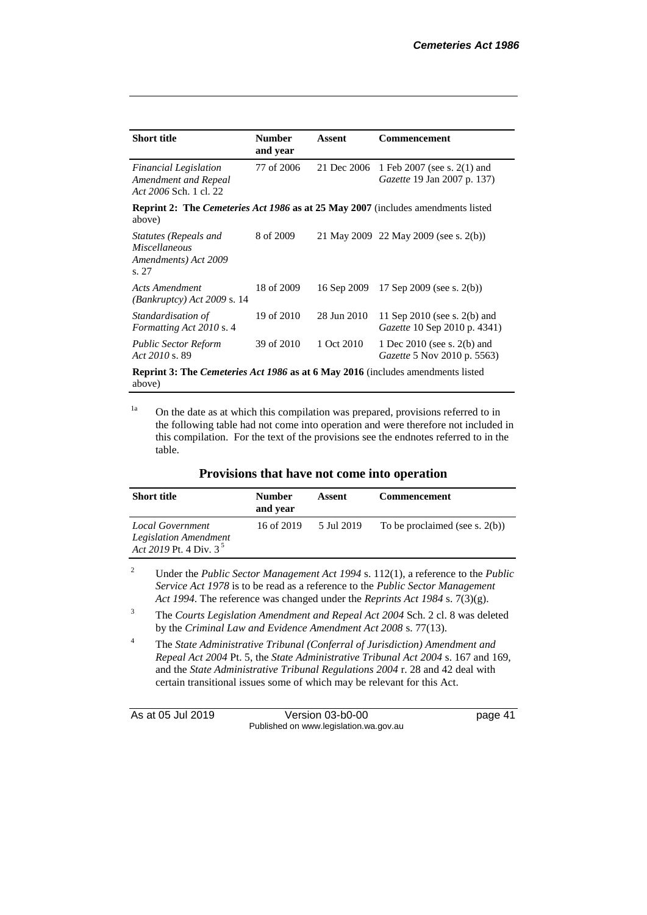| Short title | Number and year | Assent | Commencement |
|---|---|---|---|
| *Financial Legislation Amendment and Repeal Act 2006* Sch. 1 cl. 22 | 77 of 2006 | 21 Dec 2006 | 1 Feb 2007 (see s. 2(1) and *Gazette* 19 Jan 2007 p. 137) |
| **Reprint 2: The *Cemeteries Act 1986* as at 25 May 2007** (includes amendments listed above) | | | |
| *Statutes (Repeals and Miscellaneous Amendments) Act 2009* s. 27 | 8 of 2009 | 21 May 2009 | 22 May 2009 (see s. 2(b)) |
| *Acts Amendment (Bankruptcy) Act 2009* s. 14 | 18 of 2009 | 16 Sep 2009 | 17 Sep 2009 (see s. 2(b)) |
| *Standardisation of Formatting Act 2010* s. 4 | 19 of 2010 | 28 Jun 2010 | 11 Sep 2010 (see s. 2(b) and *Gazette* 10 Sep 2010 p. 4341) |
| *Public Sector Reform Act 2010* s. 89 | 39 of 2010 | 1 Oct 2010 | 1 Dec 2010 (see s. 2(b) and *Gazette* 5 Nov 2010 p. 5563) |
| **Reprint 3: The *Cemeteries Act 1986* as at 6 May 2016** (includes amendments listed above) | | | |

[1a] On the date as at which this compilation was prepared, provisions referred to in the following table had not come into operation and were therefore not included in this compilation. For the text of the provisions see the endnotes referred to in the table.

## Provisions that have not come into operation

| Short title | Number and year | Assent | Commencement |
|---|---|---|---|
| *Local Government Legislation Amendment Act 2019* Pt. 4 Div. 3 [5] | 16 of 2019 | 5 Jul 2019 | To be proclaimed (see s. 2(b)) |

[2] Under the *Public Sector Management Act 1994* s. 112(1), a reference to the *Public Service Act 1978* is to be read as a reference to the *Public Sector Management Act 1994*. The reference was changed under the *Reprints Act 1984* s. 7(3)(g).

[3] The *Courts Legislation Amendment and Repeal Act 2004* Sch. 2 cl. 8 was deleted by the *Criminal Law and Evidence Amendment Act 2008* s. 77(13).

[4] The *State Administrative Tribunal (Conferral of Jurisdiction) Amendment and Repeal Act 2004* Pt. 5, the *State Administrative Tribunal Act 2004* s. 167 and 169, and the *State Administrative Tribunal Regulations 2004* r. 28 and 42 deal with certain transitional issues some of which may be relevant for this Act.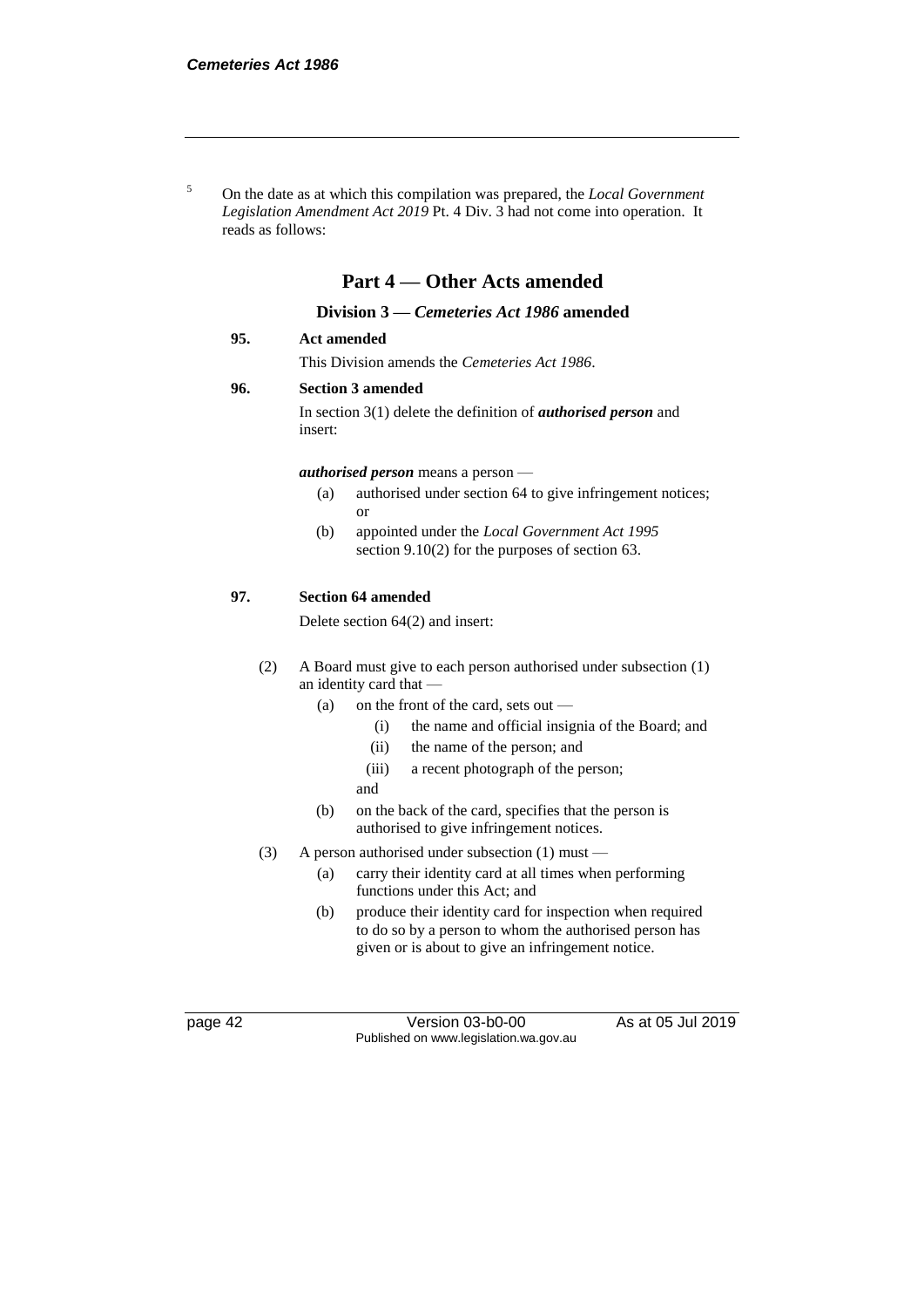[5] On the date as at which this compilation was prepared, the *Local Government Legislation Amendment Act 2019* Pt. 4 Div. 3 had not come into operation. It reads as follows:

## Part 4 — Other Acts amended

### Division 3 — *Cemeteries Act 1986* amended

**95. Act amended**

This Division amends the *Cemeteries Act 1986*.

**96. Section 3 amended**

In section 3(1) delete the definition of ***authorised person*** and insert:

***authorised person*** means a person —

- (a) authorised under section 64 to give infringement notices; or
- (b) appointed under the *Local Government Act 1995* section 9.10(2) for the purposes of section 63.

**97. Section 64 amended**

Delete section 64(2) and insert:

(2) A Board must give to each person authorised under subsection (1) an identity card that —

- (a) on the front of the card, sets out —
  - (i) the name and official insignia of the Board; and
  - (ii) the name of the person; and
  - (iii) a recent photograph of the person;

  and
- (b) on the back of the card, specifies that the person is authorised to give infringement notices.

(3) A person authorised under subsection (1) must —

- (a) carry their identity card at all times when performing functions under this Act; and
- (b) produce their identity card for inspection when required to do so by a person to whom the authorised person has given or is about to give an infringement notice.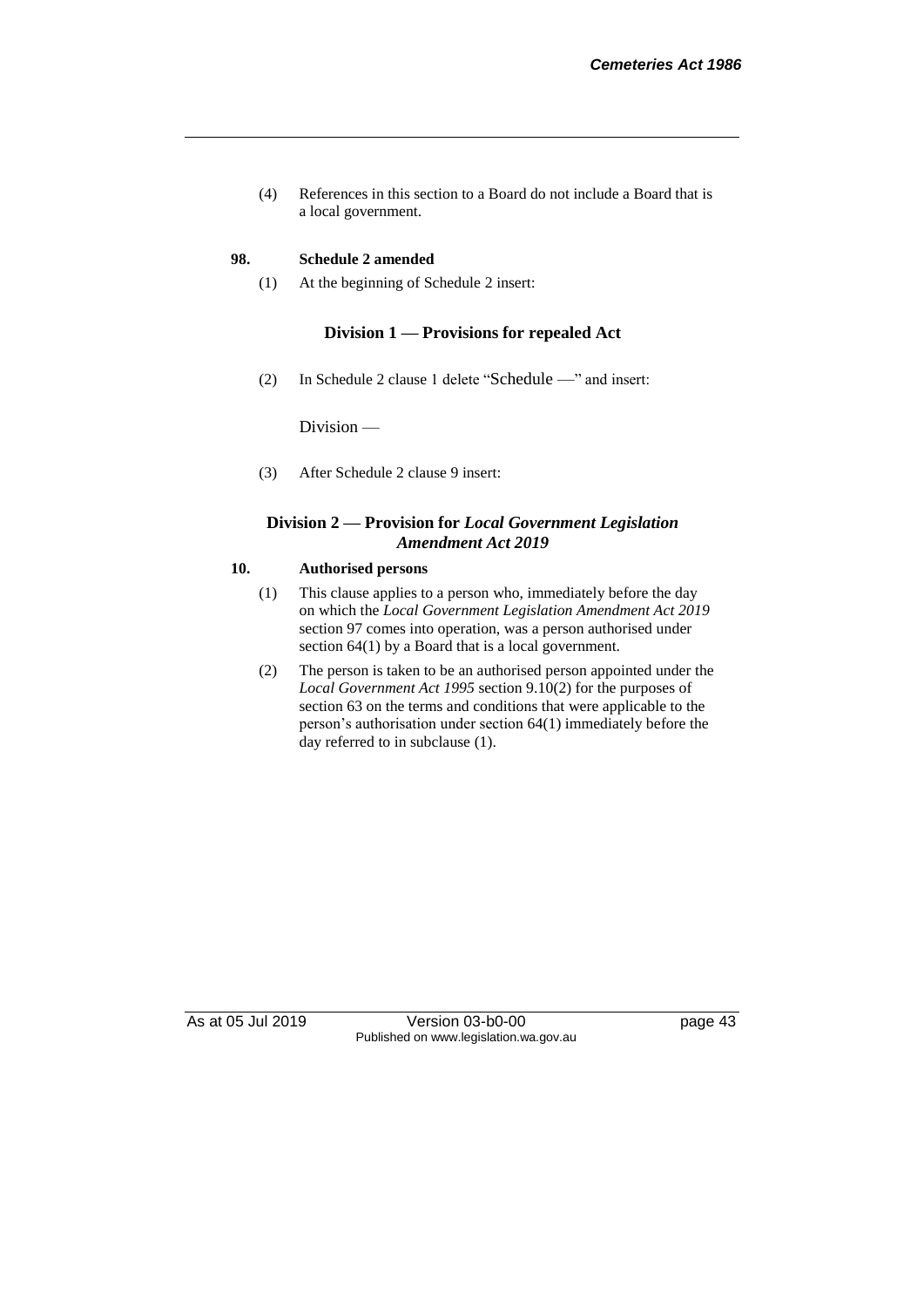(4) References in this section to a Board do not include a Board that is a local government.

**98. Schedule 2 amended**

(1) At the beginning of Schedule 2 insert:

**Division 1 — Provisions for repealed Act**

(2) In Schedule 2 clause 1 delete "Schedule —" and insert:

Division —

(3) After Schedule 2 clause 9 insert:

**Division 2 — Provision for *Local Government Legislation Amendment Act 2019***

**10. Authorised persons**

(1) This clause applies to a person who, immediately before the day on which the *Local Government Legislation Amendment Act 2019* section 97 comes into operation, was a person authorised under section 64(1) by a Board that is a local government.

(2) The person is taken to be an authorised person appointed under the *Local Government Act 1995* section 9.10(2) for the purposes of section 63 on the terms and conditions that were applicable to the person's authorisation under section 64(1) immediately before the day referred to in subclause (1).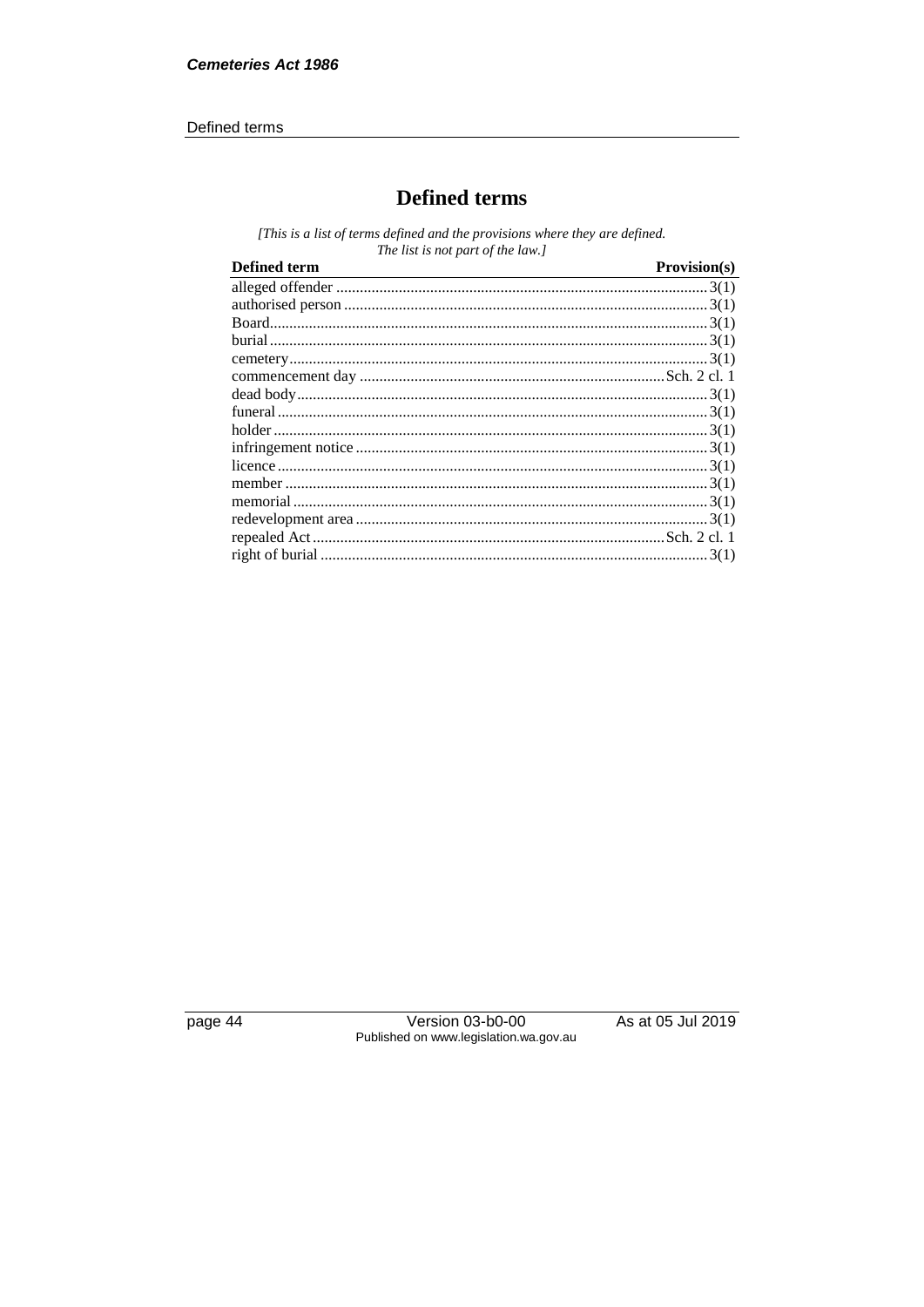# Defined terms

*[This is a list of terms defined and the provisions where they are defined. The list is not part of the law.]*

| Defined term | Provision(s) |
|---|---|
| alleged offender | 3(1) |
| authorised person | 3(1) |
| Board | 3(1) |
| burial | 3(1) |
| cemetery | 3(1) |
| commencement day | Sch. 2 cl. 1 |
| dead body | 3(1) |
| funeral | 3(1) |
| holder | 3(1) |
| infringement notice | 3(1) |
| licence | 3(1) |
| member | 3(1) |
| memorial | 3(1) |
| redevelopment area | 3(1) |
| repealed Act | Sch. 2 cl. 1 |
| right of burial | 3(1) |